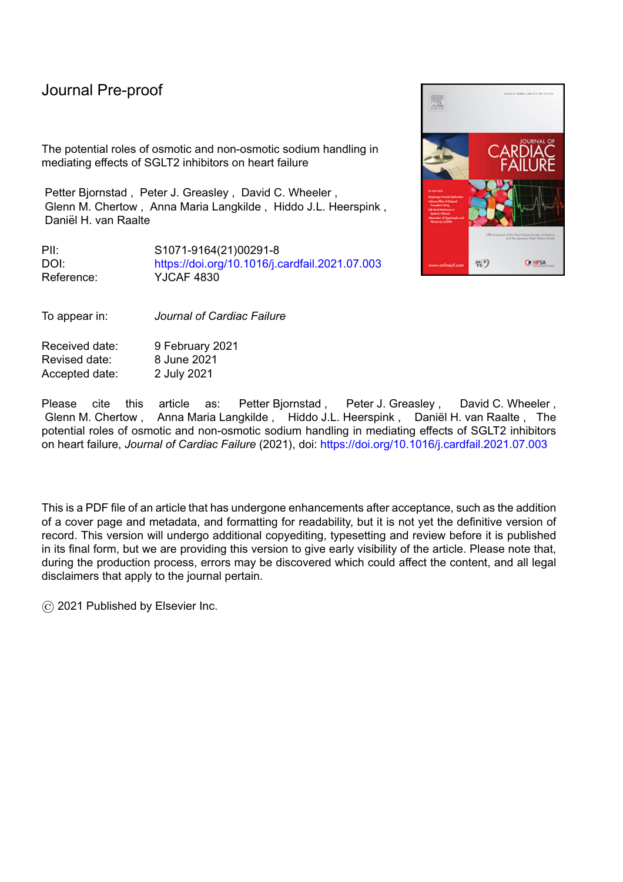Journal Pre-proof

The potential roles of osmotic and non-osmotic sodium handling in mediating effects of SGLT2 inhibitors on heart failure

Petter Bjornstad , Peter J. Greasley , David C. Wheeler , Glenn M. Chertow , Anna Maria Langkilde , Hiddo J.L. Heerspink , Daniël H. van Raalte

PII: S1071-9164(21)00291-8
DOI: https://doi.org/10.1016/j.cardfail.2021.07.003
Reference: YJCAF 4830

To appear in: *Journal of Cardiac Failure*

Received date: 9 February 2021
Revised date: 8 June 2021
Accepted date: 2 July 2021

Please cite this article as: Petter Bjornstad , Peter J. Greasley , David C. Wheeler , Glenn M. Chertow , Anna Maria Langkilde , Hiddo J.L. Heerspink , Daniël H. van Raalte , The potential roles of osmotic and non-osmotic sodium handling in mediating effects of SGLT2 inhibitors on heart failure, *Journal of Cardiac Failure* (2021), doi: https://doi.org/10.1016/j.cardfail.2021.07.003

This is a PDF file of an article that has undergone enhancements after acceptance, such as the addition of a cover page and metadata, and formatting for readability, but it is not yet the definitive version of record. This version will undergo additional copyediting, typesetting and review before it is published in its final form, but we are providing this version to give early visibility of the article. Please note that, during the production process, errors may be discovered which could affect the content, and all legal disclaimers that apply to the journal pertain.

© 2021 Published by Elsevier Inc.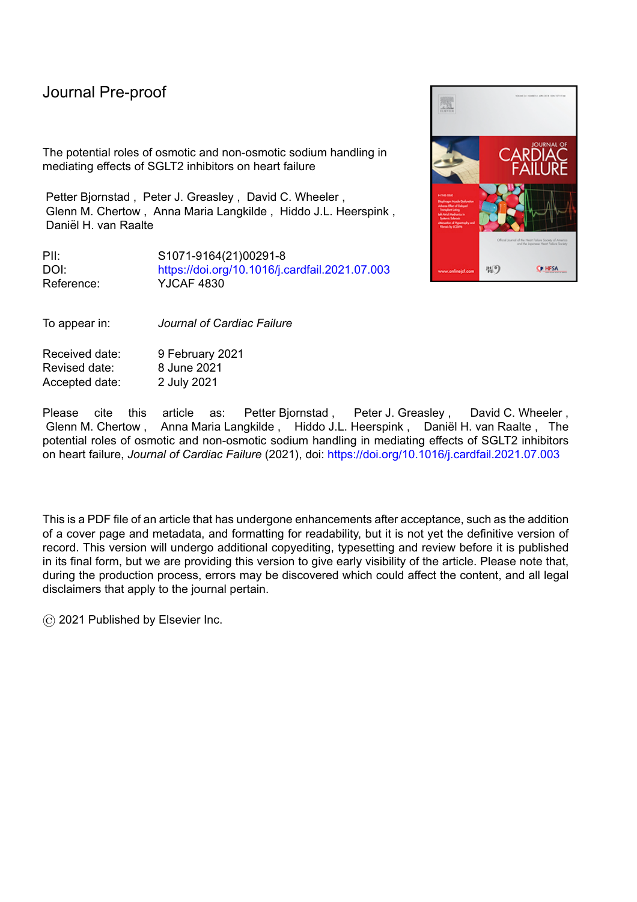Journal Pre-proof

The potential roles of osmotic and non-osmotic sodium handling in mediating effects of SGLT2 inhibitors on heart failure

Petter Bjornstad , Peter J. Greasley , David C. Wheeler , Glenn M. Chertow , Anna Maria Langkilde , Hiddo J.L. Heerspink , Daniël H. van Raalte

PII: S1071-9164(21)00291-8

DOI: https://doi.org/10.1016/j.cardfail.2021.07.003

Reference: YJCAF 4830

To appear in: *Journal of Cardiac Failure*

Received date: 9 February 2021

Revised date: 8 June 2021

Accepted date: 2 July 2021

Please cite this article as: Petter Bjornstad , Peter J. Greasley , David C. Wheeler , Glenn M. Chertow , Anna Maria Langkilde , Hiddo J.L. Heerspink , Daniël H. van Raalte , The potential roles of osmotic and non-osmotic sodium handling in mediating effects of SGLT2 inhibitors on heart failure, *Journal of Cardiac Failure* (2021), doi: https://doi.org/10.1016/j.cardfail.2021.07.003

This is a PDF file of an article that has undergone enhancements after acceptance, such as the addition of a cover page and metadata, and formatting for readability, but it is not yet the definitive version of record. This version will undergo additional copyediting, typesetting and review before it is published in its final form, but we are providing this version to give early visibility of the article. Please note that, during the production process, errors may be discovered which could affect the content, and all legal disclaimers that apply to the journal pertain.

© 2021 Published by Elsevier Inc.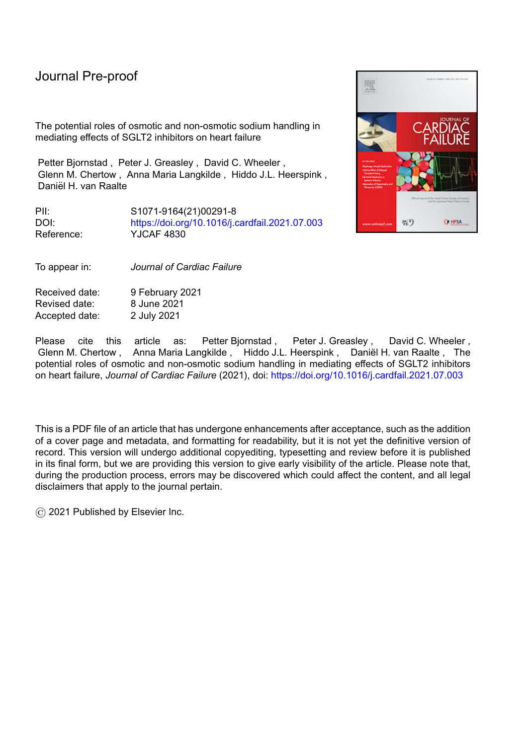Journal Pre-proof

The potential roles of osmotic and non-osmotic sodium handling in mediating effects of SGLT2 inhibitors on heart failure

Petter Bjornstad , Peter J. Greasley , David C. Wheeler , Glenn M. Chertow , Anna Maria Langkilde , Hiddo J.L. Heerspink , Daniël H. van Raalte

PII: S1071-9164(21)00291-8
DOI: https://doi.org/10.1016/j.cardfail.2021.07.003
Reference: YJCAF 4830

To appear in: *Journal of Cardiac Failure*

Received date: 9 February 2021
Revised date: 8 June 2021
Accepted date: 2 July 2021

Please cite this article as: Petter Bjornstad , Peter J. Greasley , David C. Wheeler , Glenn M. Chertow , Anna Maria Langkilde , Hiddo J.L. Heerspink , Daniël H. van Raalte , The potential roles of osmotic and non-osmotic sodium handling in mediating effects of SGLT2 inhibitors on heart failure, *Journal of Cardiac Failure* (2021), doi: https://doi.org/10.1016/j.cardfail.2021.07.003

This is a PDF file of an article that has undergone enhancements after acceptance, such as the addition of a cover page and metadata, and formatting for readability, but it is not yet the definitive version of record. This version will undergo additional copyediting, typesetting and review before it is published in its final form, but we are providing this version to give early visibility of the article. Please note that, during the production process, errors may be discovered which could affect the content, and all legal disclaimers that apply to the journal pertain.

© 2021 Published by Elsevier Inc.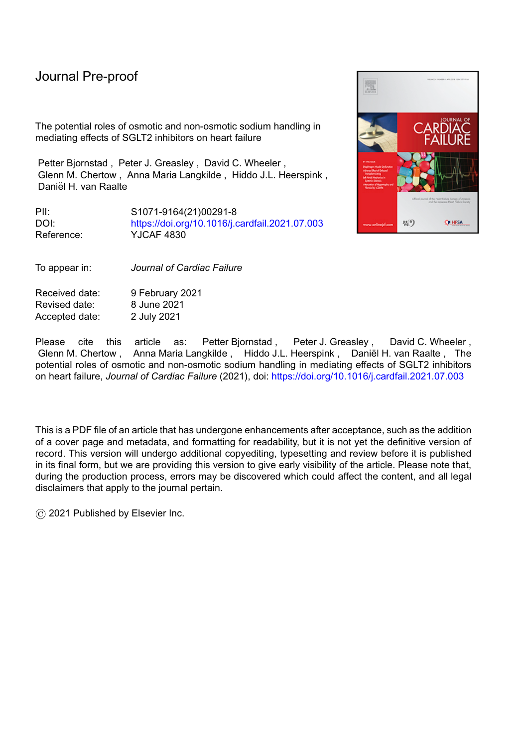Journal Pre-proof

The potential roles of osmotic and non-osmotic sodium handling in mediating effects of SGLT2 inhibitors on heart failure

Petter Bjornstad , Peter J. Greasley , David C. Wheeler , Glenn M. Chertow , Anna Maria Langkilde , Hiddo J.L. Heerspink , Daniël H. van Raalte

| | |
|---|---|
| PII: | S1071-9164(21)00291-8 |
| DOI: | https://doi.org/10.1016/j.cardfail.2021.07.003 |
| Reference: | YJCAF 4830 |

| | |
|---|---|
| To appear in: | *Journal of Cardiac Failure* |

| | |
|---|---|
| Received date: | 9 February 2021 |
| Revised date: | 8 June 2021 |
| Accepted date: | 2 July 2021 |

Please cite this article as: Petter Bjornstad , Peter J. Greasley , David C. Wheeler , Glenn M. Chertow , Anna Maria Langkilde , Hiddo J.L. Heerspink , Daniël H. van Raalte , The potential roles of osmotic and non-osmotic sodium handling in mediating effects of SGLT2 inhibitors on heart failure, *Journal of Cardiac Failure* (2021), doi: https://doi.org/10.1016/j.cardfail.2021.07.003

This is a PDF file of an article that has undergone enhancements after acceptance, such as the addition of a cover page and metadata, and formatting for readability, but it is not yet the definitive version of record. This version will undergo additional copyediting, typesetting and review before it is published in its final form, but we are providing this version to give early visibility of the article. Please note that, during the production process, errors may be discovered which could affect the content, and all legal disclaimers that apply to the journal pertain.

© 2021 Published by Elsevier Inc.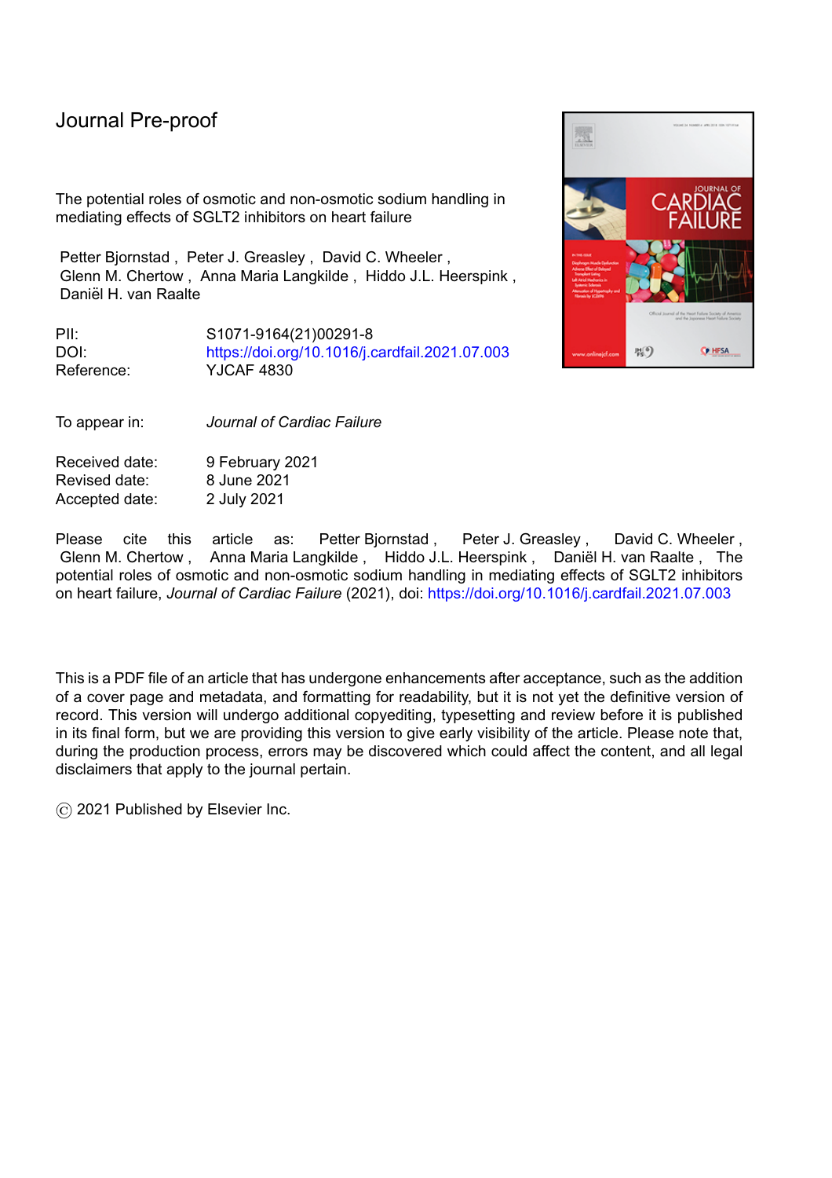# Journal Pre-proof

The potential roles of osmotic and non-osmotic sodium handling in mediating effects of SGLT2 inhibitors on heart failure

Petter Bjornstad , Peter J. Greasley , David C. Wheeler , Glenn M. Chertow , Anna Maria Langkilde , Hiddo J.L. Heerspink , Daniël H. van Raalte

PII: S1071-9164(21)00291-8
DOI: https://doi.org/10.1016/j.cardfail.2021.07.003
Reference: YJCAF 4830

To appear in: *Journal of Cardiac Failure*

Received date: 9 February 2021
Revised date: 8 June 2021
Accepted date: 2 July 2021

Please cite this article as: Petter Bjornstad , Peter J. Greasley , David C. Wheeler , Glenn M. Chertow , Anna Maria Langkilde , Hiddo J.L. Heerspink , Daniël H. van Raalte , The potential roles of osmotic and non-osmotic sodium handling in mediating effects of SGLT2 inhibitors on heart failure, *Journal of Cardiac Failure* (2021), doi: https://doi.org/10.1016/j.cardfail.2021.07.003

This is a PDF file of an article that has undergone enhancements after acceptance, such as the addition of a cover page and metadata, and formatting for readability, but it is not yet the definitive version of record. This version will undergo additional copyediting, typesetting and review before it is published in its final form, but we are providing this version to give early visibility of the article. Please note that, during the production process, errors may be discovered which could affect the content, and all legal disclaimers that apply to the journal pertain.

© 2021 Published by Elsevier Inc.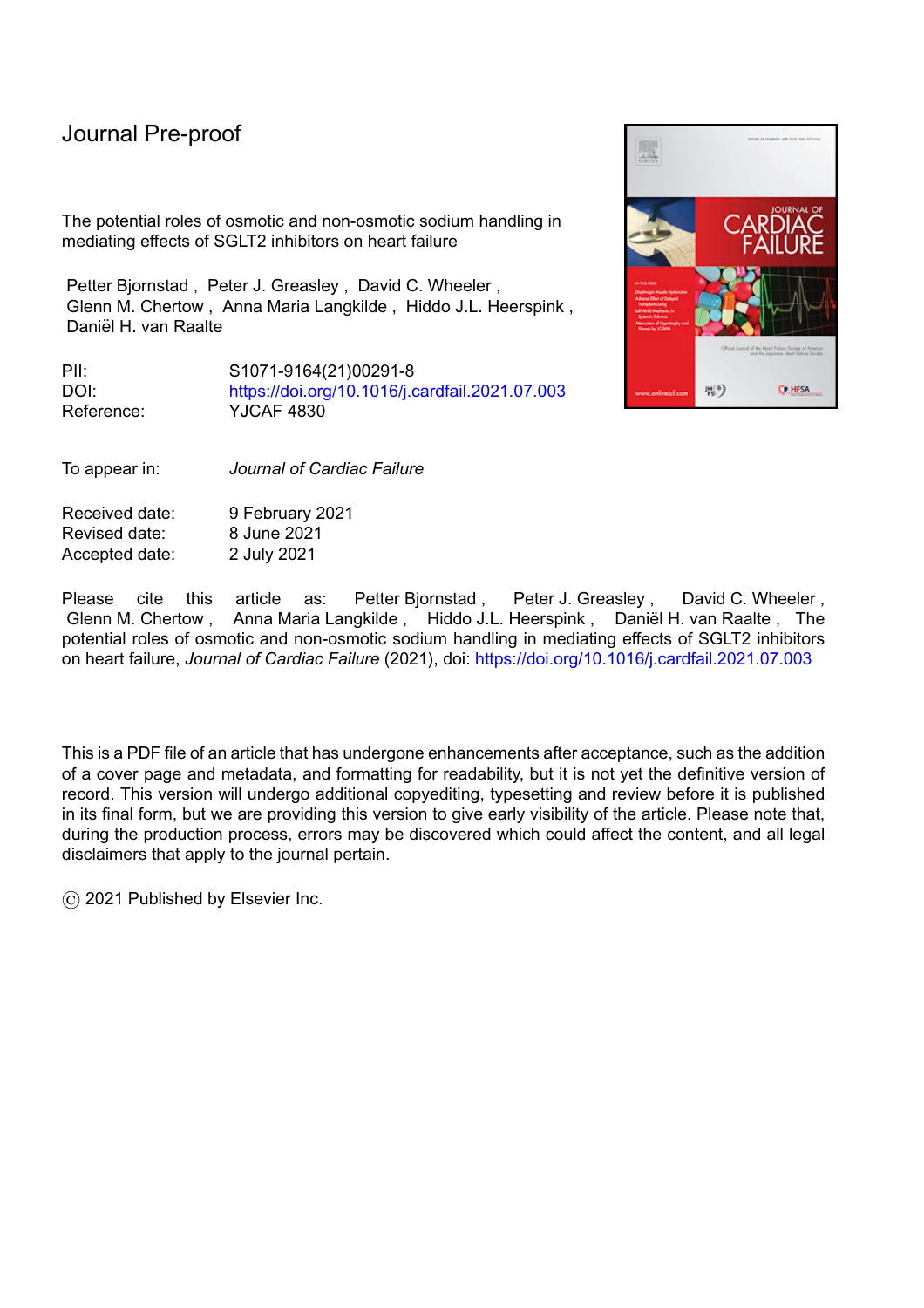Journal Pre-proof

The potential roles of osmotic and non-osmotic sodium handling in mediating effects of SGLT2 inhibitors on heart failure

Petter Bjornstad , Peter J. Greasley , David C. Wheeler , Glenn M. Chertow , Anna Maria Langkilde , Hiddo J.L. Heerspink , Daniël H. van Raalte

PII: S1071-9164(21)00291-8
DOI: https://doi.org/10.1016/j.cardfail.2021.07.003
Reference: YJCAF 4830

To appear in: *Journal of Cardiac Failure*

Received date: 9 February 2021
Revised date: 8 June 2021
Accepted date: 2 July 2021

Please cite this article as: Petter Bjornstad , Peter J. Greasley , David C. Wheeler , Glenn M. Chertow , Anna Maria Langkilde , Hiddo J.L. Heerspink , Daniël H. van Raalte , The potential roles of osmotic and non-osmotic sodium handling in mediating effects of SGLT2 inhibitors on heart failure, *Journal of Cardiac Failure* (2021), doi: https://doi.org/10.1016/j.cardfail.2021.07.003

This is a PDF file of an article that has undergone enhancements after acceptance, such as the addition of a cover page and metadata, and formatting for readability, but it is not yet the definitive version of record. This version will undergo additional copyediting, typesetting and review before it is published in its final form, but we are providing this version to give early visibility of the article. Please note that, during the production process, errors may be discovered which could affect the content, and all legal disclaimers that apply to the journal pertain.

© 2021 Published by Elsevier Inc.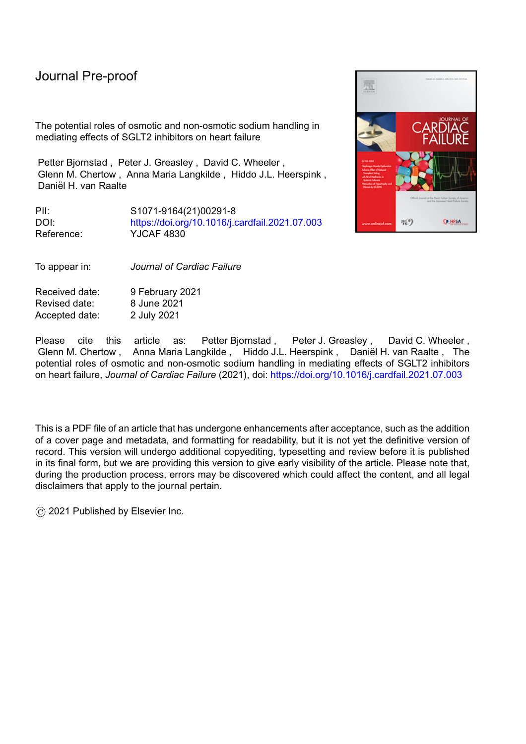Journal Pre-proof

The potential roles of osmotic and non-osmotic sodium handling in mediating effects of SGLT2 inhibitors on heart failure

Petter Bjornstad , Peter J. Greasley , David C. Wheeler , Glenn M. Chertow , Anna Maria Langkilde , Hiddo J.L. Heerspink , Daniël H. van Raalte

PII: S1071-9164(21)00291-8
DOI: https://doi.org/10.1016/j.cardfail.2021.07.003
Reference: YJCAF 4830

To appear in: *Journal of Cardiac Failure*

Received date: 9 February 2021
Revised date: 8 June 2021
Accepted date: 2 July 2021

Please cite this article as: Petter Bjornstad , Peter J. Greasley , David C. Wheeler , Glenn M. Chertow , Anna Maria Langkilde , Hiddo J.L. Heerspink , Daniël H. van Raalte , The potential roles of osmotic and non-osmotic sodium handling in mediating effects of SGLT2 inhibitors on heart failure, *Journal of Cardiac Failure* (2021), doi: https://doi.org/10.1016/j.cardfail.2021.07.003

This is a PDF file of an article that has undergone enhancements after acceptance, such as the addition of a cover page and metadata, and formatting for readability, but it is not yet the definitive version of record. This version will undergo additional copyediting, typesetting and review before it is published in its final form, but we are providing this version to give early visibility of the article. Please note that, during the production process, errors may be discovered which could affect the content, and all legal disclaimers that apply to the journal pertain.

© 2021 Published by Elsevier Inc.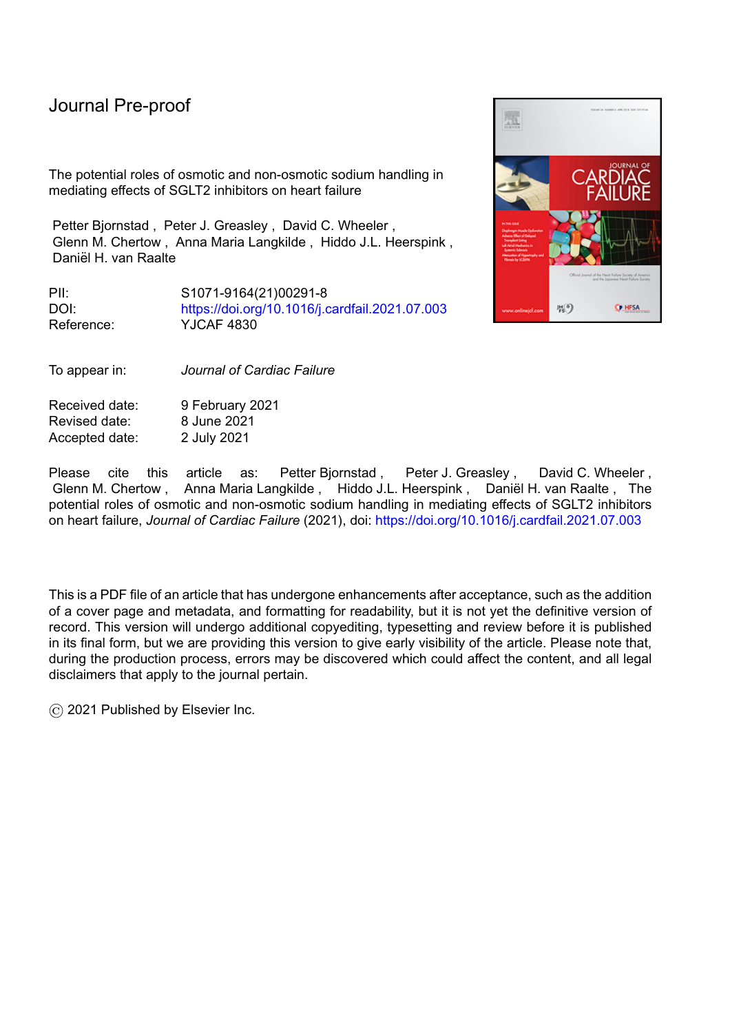Journal Pre-proof

The potential roles of osmotic and non-osmotic sodium handling in mediating effects of SGLT2 inhibitors on heart failure

Petter Bjornstad , Peter J. Greasley , David C. Wheeler , Glenn M. Chertow , Anna Maria Langkilde , Hiddo J.L. Heerspink , Daniël H. van Raalte

PII: S1071-9164(21)00291-8
DOI: https://doi.org/10.1016/j.cardfail.2021.07.003
Reference: YJCAF 4830

To appear in: *Journal of Cardiac Failure*

Received date: 9 February 2021
Revised date: 8 June 2021
Accepted date: 2 July 2021

Please cite this article as: Petter Bjornstad , Peter J. Greasley , David C. Wheeler , Glenn M. Chertow , Anna Maria Langkilde , Hiddo J.L. Heerspink , Daniël H. van Raalte , The potential roles of osmotic and non-osmotic sodium handling in mediating effects of SGLT2 inhibitors on heart failure, *Journal of Cardiac Failure* (2021), doi: https://doi.org/10.1016/j.cardfail.2021.07.003

This is a PDF file of an article that has undergone enhancements after acceptance, such as the addition of a cover page and metadata, and formatting for readability, but it is not yet the definitive version of record. This version will undergo additional copyediting, typesetting and review before it is published in its final form, but we are providing this version to give early visibility of the article. Please note that, during the production process, errors may be discovered which could affect the content, and all legal disclaimers that apply to the journal pertain.

© 2021 Published by Elsevier Inc.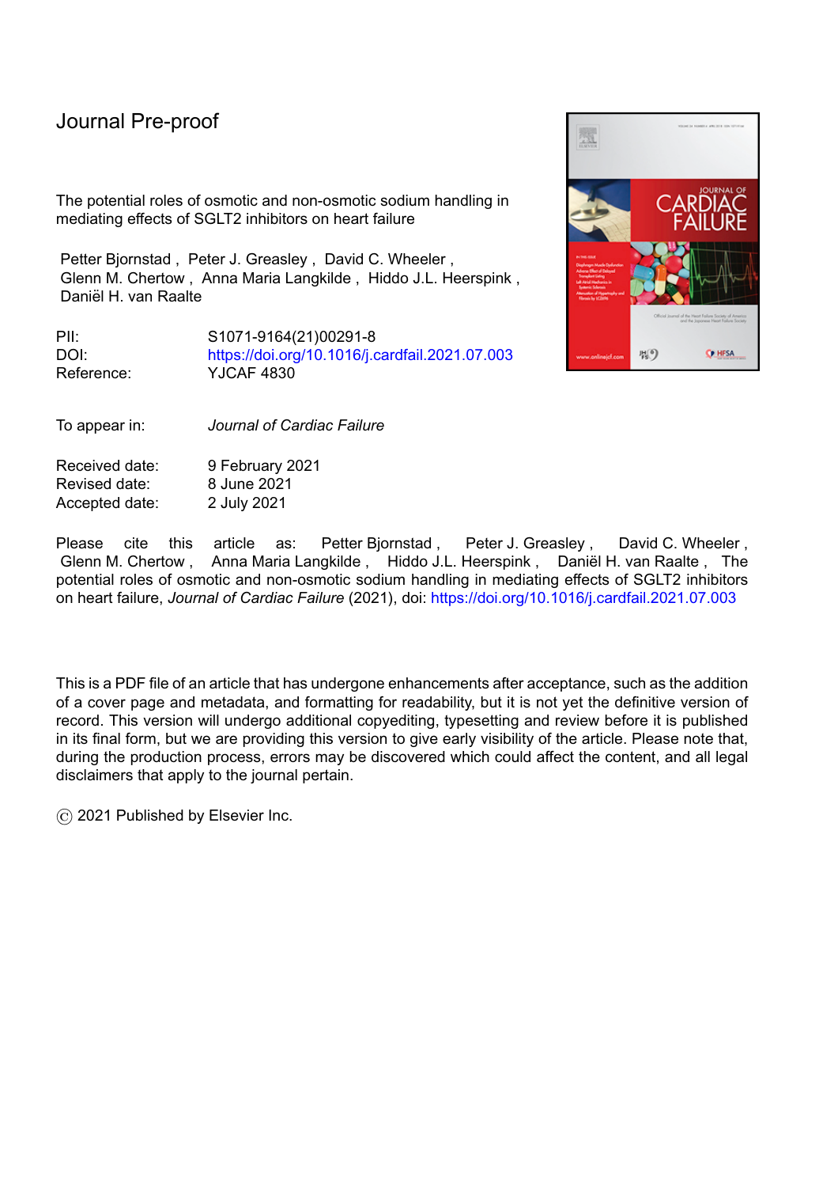Journal Pre-proof

The potential roles of osmotic and non-osmotic sodium handling in mediating effects of SGLT2 inhibitors on heart failure

Petter Bjornstad , Peter J. Greasley , David C. Wheeler , Glenn M. Chertow , Anna Maria Langkilde , Hiddo J.L. Heerspink , Daniël H. van Raalte

PII: S1071-9164(21)00291-8
DOI: https://doi.org/10.1016/j.cardfail.2021.07.003
Reference: YJCAF 4830

To appear in: *Journal of Cardiac Failure*

Received date: 9 February 2021
Revised date: 8 June 2021
Accepted date: 2 July 2021

Please cite this article as: Petter Bjornstad , Peter J. Greasley , David C. Wheeler , Glenn M. Chertow , Anna Maria Langkilde , Hiddo J.L. Heerspink , Daniël H. van Raalte , The potential roles of osmotic and non-osmotic sodium handling in mediating effects of SGLT2 inhibitors on heart failure, *Journal of Cardiac Failure* (2021), doi: https://doi.org/10.1016/j.cardfail.2021.07.003

This is a PDF file of an article that has undergone enhancements after acceptance, such as the addition of a cover page and metadata, and formatting for readability, but it is not yet the definitive version of record. This version will undergo additional copyediting, typesetting and review before it is published in its final form, but we are providing this version to give early visibility of the article. Please note that, during the production process, errors may be discovered which could affect the content, and all legal disclaimers that apply to the journal pertain.

© 2021 Published by Elsevier Inc.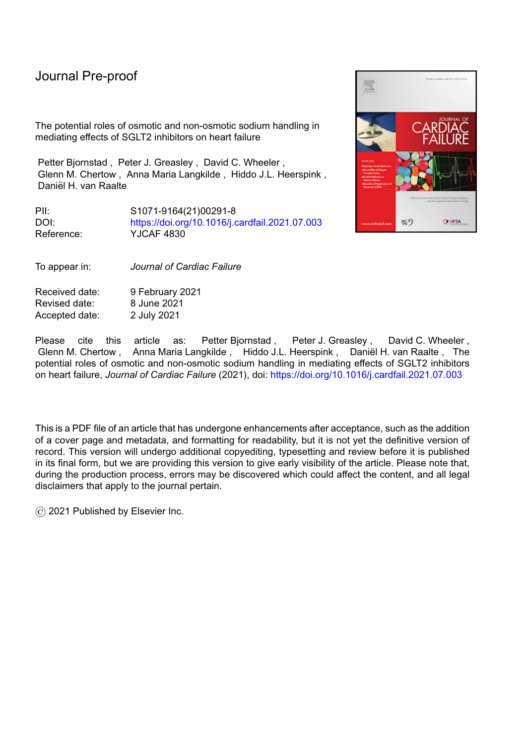Journal Pre-proof

The potential roles of osmotic and non-osmotic sodium handling in mediating effects of SGLT2 inhibitors on heart failure

Petter Bjornstad , Peter J. Greasley , David C. Wheeler , Glenn M. Chertow , Anna Maria Langkilde , Hiddo J.L. Heerspink , Daniël H. van Raalte

PII: S1071-9164(21)00291-8
DOI: https://doi.org/10.1016/j.cardfail.2021.07.003
Reference: YJCAF 4830

To appear in: *Journal of Cardiac Failure*

Received date: 9 February 2021
Revised date: 8 June 2021
Accepted date: 2 July 2021

Please cite this article as: Petter Bjornstad , Peter J. Greasley , David C. Wheeler , Glenn M. Chertow , Anna Maria Langkilde , Hiddo J.L. Heerspink , Daniël H. van Raalte , The potential roles of osmotic and non-osmotic sodium handling in mediating effects of SGLT2 inhibitors on heart failure, *Journal of Cardiac Failure* (2021), doi: https://doi.org/10.1016/j.cardfail.2021.07.003

This is a PDF file of an article that has undergone enhancements after acceptance, such as the addition of a cover page and metadata, and formatting for readability, but it is not yet the definitive version of record. This version will undergo additional copyediting, typesetting and review before it is published in its final form, but we are providing this version to give early visibility of the article. Please note that, during the production process, errors may be discovered which could affect the content, and all legal disclaimers that apply to the journal pertain.

© 2021 Published by Elsevier Inc.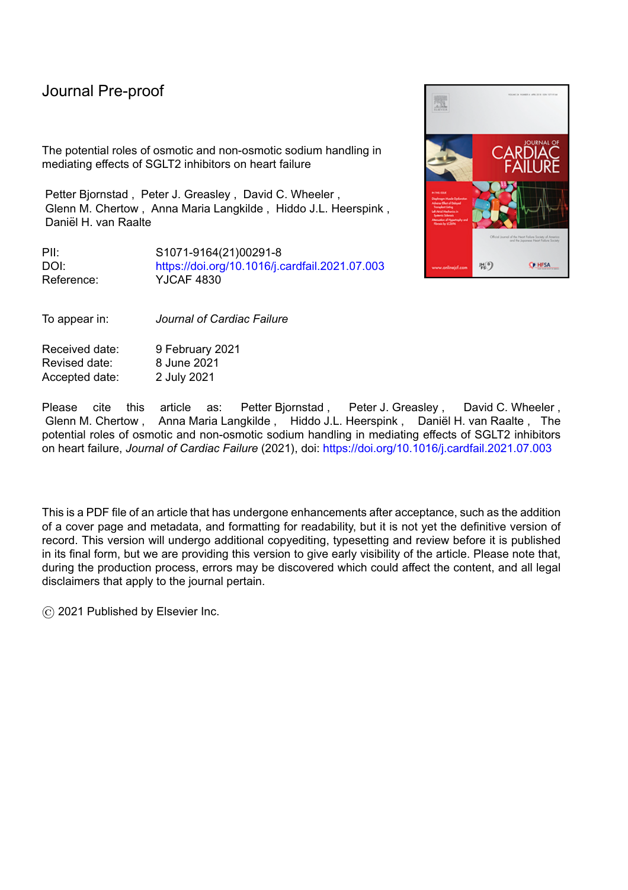Journal Pre-proof

The potential roles of osmotic and non-osmotic sodium handling in mediating effects of SGLT2 inhibitors on heart failure

Petter Bjornstad , Peter J. Greasley , David C. Wheeler , Glenn M. Chertow , Anna Maria Langkilde , Hiddo J.L. Heerspink , Daniël H. van Raalte

PII: S1071-9164(21)00291-8
DOI: https://doi.org/10.1016/j.cardfail.2021.07.003
Reference: YJCAF 4830

To appear in: *Journal of Cardiac Failure*

Received date: 9 February 2021
Revised date: 8 June 2021
Accepted date: 2 July 2021

Please cite this article as: Petter Bjornstad , Peter J. Greasley , David C. Wheeler , Glenn M. Chertow , Anna Maria Langkilde , Hiddo J.L. Heerspink , Daniël H. van Raalte , The potential roles of osmotic and non-osmotic sodium handling in mediating effects of SGLT2 inhibitors on heart failure, *Journal of Cardiac Failure* (2021), doi: https://doi.org/10.1016/j.cardfail.2021.07.003

This is a PDF file of an article that has undergone enhancements after acceptance, such as the addition of a cover page and metadata, and formatting for readability, but it is not yet the definitive version of record. This version will undergo additional copyediting, typesetting and review before it is published in its final form, but we are providing this version to give early visibility of the article. Please note that, during the production process, errors may be discovered which could affect the content, and all legal disclaimers that apply to the journal pertain.

© 2021 Published by Elsevier Inc.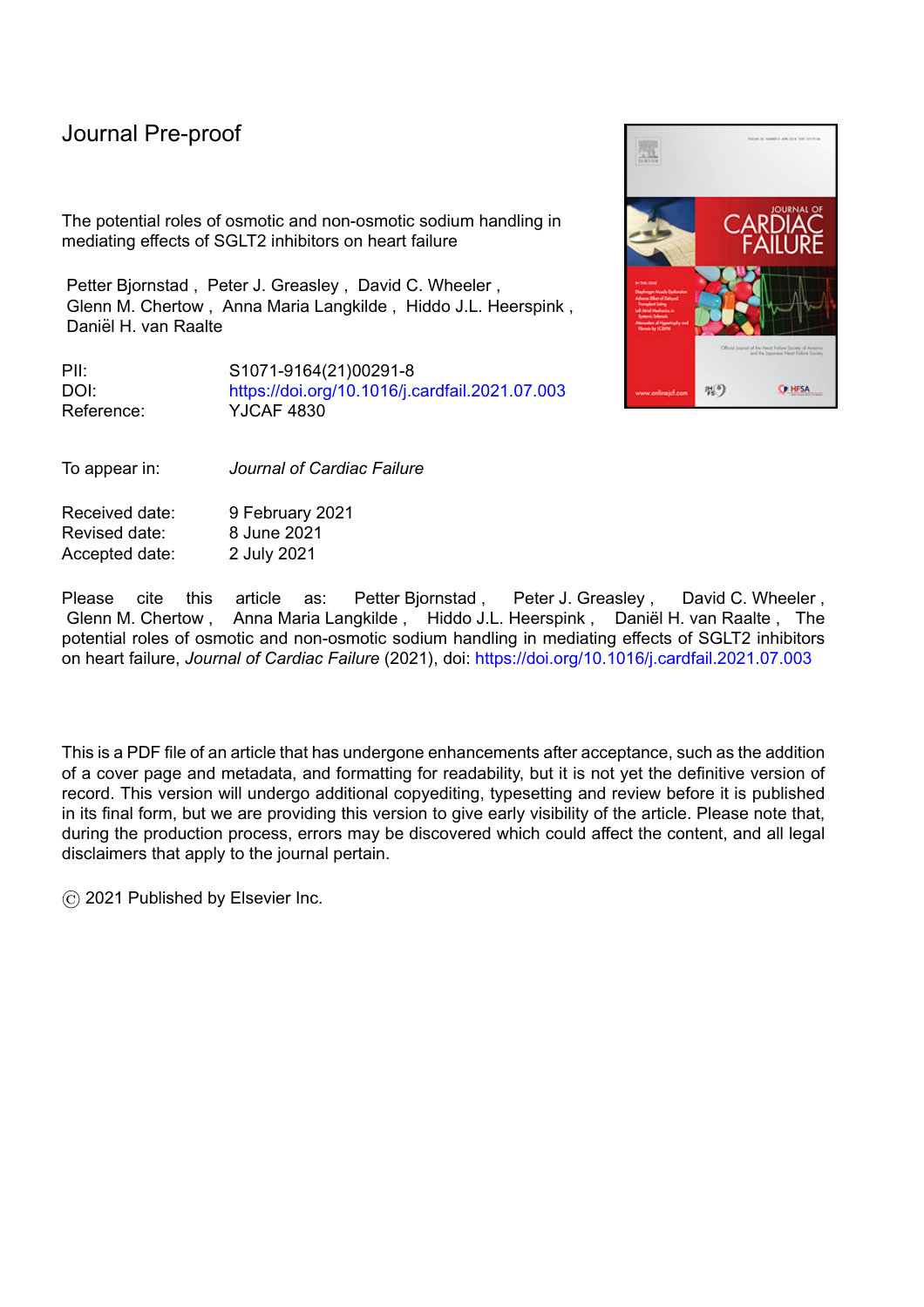# Journal Pre-proof

The potential roles of osmotic and non-osmotic sodium handling in mediating effects of SGLT2 inhibitors on heart failure

Petter Bjornstad , Peter J. Greasley , David C. Wheeler , Glenn M. Chertow , Anna Maria Langkilde , Hiddo J.L. Heerspink , Daniël H. van Raalte

PII: S1071-9164(21)00291-8
DOI: https://doi.org/10.1016/j.cardfail.2021.07.003
Reference: YJCAF 4830

To appear in: *Journal of Cardiac Failure*

Received date: 9 February 2021
Revised date: 8 June 2021
Accepted date: 2 July 2021

Please cite this article as: Petter Bjornstad , Peter J. Greasley , David C. Wheeler , Glenn M. Chertow , Anna Maria Langkilde , Hiddo J.L. Heerspink , Daniël H. van Raalte , The potential roles of osmotic and non-osmotic sodium handling in mediating effects of SGLT2 inhibitors on heart failure, *Journal of Cardiac Failure* (2021), doi: https://doi.org/10.1016/j.cardfail.2021.07.003

This is a PDF file of an article that has undergone enhancements after acceptance, such as the addition of a cover page and metadata, and formatting for readability, but it is not yet the definitive version of record. This version will undergo additional copyediting, typesetting and review before it is published in its final form, but we are providing this version to give early visibility of the article. Please note that, during the production process, errors may be discovered which could affect the content, and all legal disclaimers that apply to the journal pertain.

© 2021 Published by Elsevier Inc.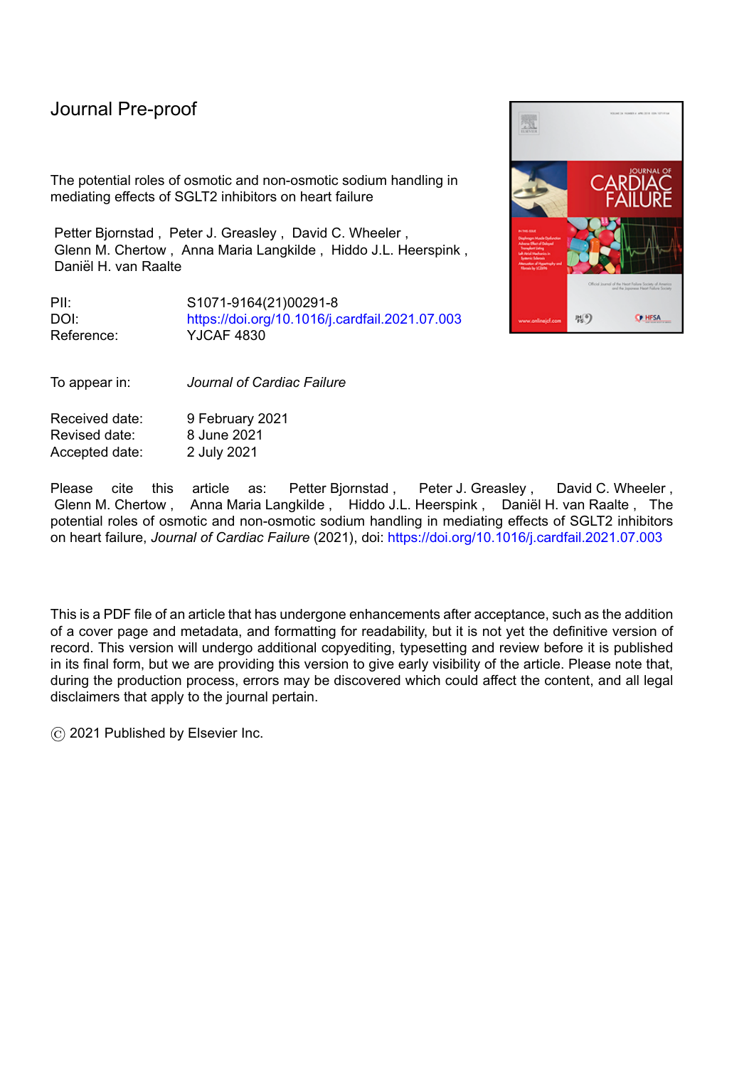Journal Pre-proof

The potential roles of osmotic and non-osmotic sodium handling in mediating effects of SGLT2 inhibitors on heart failure

Petter Bjornstad , Peter J. Greasley , David C. Wheeler , Glenn M. Chertow , Anna Maria Langkilde , Hiddo J.L. Heerspink , Daniël H. van Raalte

PII: S1071-9164(21)00291-8
DOI: https://doi.org/10.1016/j.cardfail.2021.07.003
Reference: YJCAF 4830

To appear in: *Journal of Cardiac Failure*

Received date: 9 February 2021
Revised date: 8 June 2021
Accepted date: 2 July 2021

Please cite this article as: Petter Bjornstad , Peter J. Greasley , David C. Wheeler , Glenn M. Chertow , Anna Maria Langkilde , Hiddo J.L. Heerspink , Daniël H. van Raalte , The potential roles of osmotic and non-osmotic sodium handling in mediating effects of SGLT2 inhibitors on heart failure, *Journal of Cardiac Failure* (2021), doi: https://doi.org/10.1016/j.cardfail.2021.07.003

This is a PDF file of an article that has undergone enhancements after acceptance, such as the addition of a cover page and metadata, and formatting for readability, but it is not yet the definitive version of record. This version will undergo additional copyediting, typesetting and review before it is published in its final form, but we are providing this version to give early visibility of the article. Please note that, during the production process, errors may be discovered which could affect the content, and all legal disclaimers that apply to the journal pertain.

© 2021 Published by Elsevier Inc.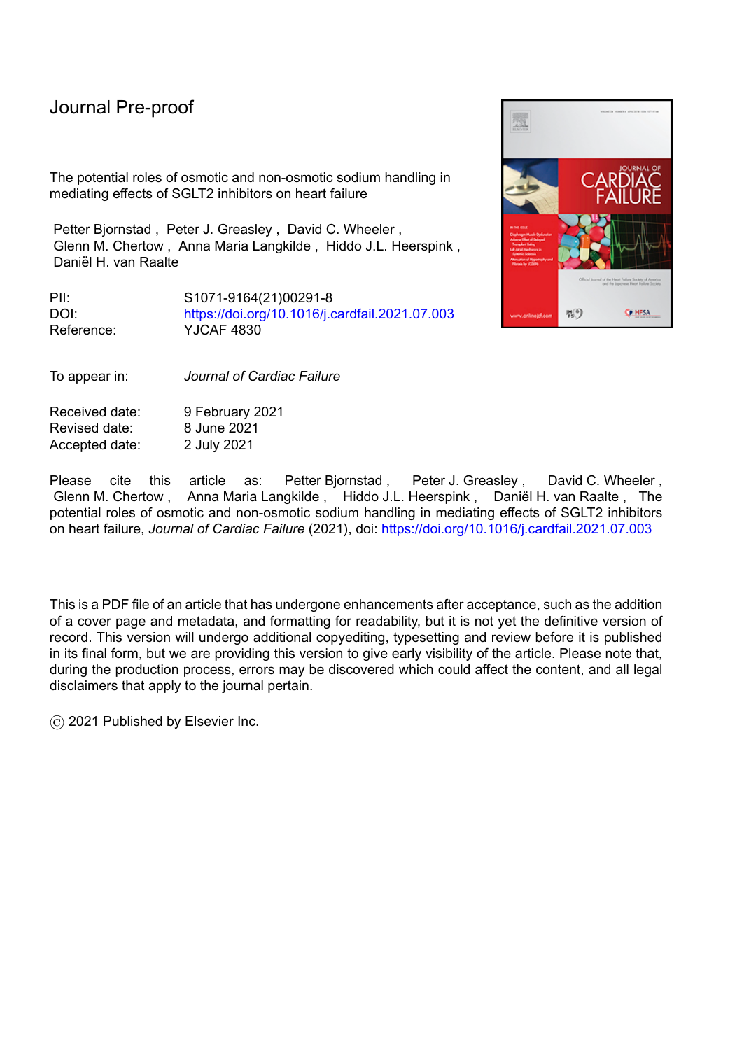Journal Pre-proof

The potential roles of osmotic and non-osmotic sodium handling in mediating effects of SGLT2 inhibitors on heart failure

Petter Bjornstad , Peter J. Greasley , David C. Wheeler , Glenn M. Chertow , Anna Maria Langkilde , Hiddo J.L. Heerspink , Daniël H. van Raalte

PII: S1071-9164(21)00291-8
DOI: https://doi.org/10.1016/j.cardfail.2021.07.003
Reference: YJCAF 4830

To appear in: *Journal of Cardiac Failure*

Received date: 9 February 2021
Revised date: 8 June 2021
Accepted date: 2 July 2021

Please cite this article as: Petter Bjornstad , Peter J. Greasley , David C. Wheeler , Glenn M. Chertow , Anna Maria Langkilde , Hiddo J.L. Heerspink , Daniël H. van Raalte , The potential roles of osmotic and non-osmotic sodium handling in mediating effects of SGLT2 inhibitors on heart failure, *Journal of Cardiac Failure* (2021), doi: https://doi.org/10.1016/j.cardfail.2021.07.003

This is a PDF file of an article that has undergone enhancements after acceptance, such as the addition of a cover page and metadata, and formatting for readability, but it is not yet the definitive version of record. This version will undergo additional copyediting, typesetting and review before it is published in its final form, but we are providing this version to give early visibility of the article. Please note that, during the production process, errors may be discovered which could affect the content, and all legal disclaimers that apply to the journal pertain.

© 2021 Published by Elsevier Inc.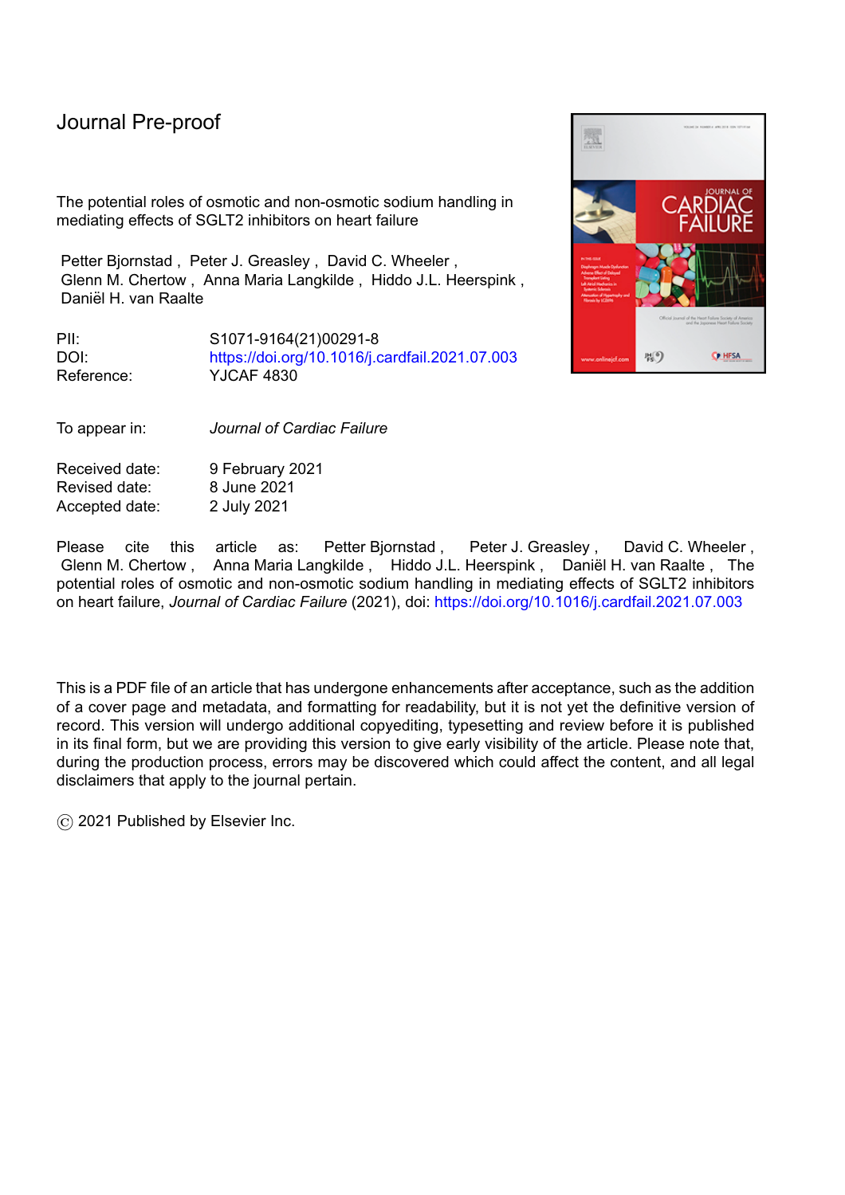Journal Pre-proof

The potential roles of osmotic and non-osmotic sodium handling in mediating effects of SGLT2 inhibitors on heart failure

Petter Bjornstad , Peter J. Greasley , David C. Wheeler , Glenn M. Chertow , Anna Maria Langkilde , Hiddo J.L. Heerspink , Daniël H. van Raalte

PII: S1071-9164(21)00291-8
DOI: https://doi.org/10.1016/j.cardfail.2021.07.003
Reference: YJCAF 4830

To appear in: *Journal of Cardiac Failure*

Received date: 9 February 2021
Revised date: 8 June 2021
Accepted date: 2 July 2021

Please cite this article as: Petter Bjornstad , Peter J. Greasley , David C. Wheeler , Glenn M. Chertow , Anna Maria Langkilde , Hiddo J.L. Heerspink , Daniël H. van Raalte , The potential roles of osmotic and non-osmotic sodium handling in mediating effects of SGLT2 inhibitors on heart failure, *Journal of Cardiac Failure* (2021), doi: https://doi.org/10.1016/j.cardfail.2021.07.003

This is a PDF file of an article that has undergone enhancements after acceptance, such as the addition of a cover page and metadata, and formatting for readability, but it is not yet the definitive version of record. This version will undergo additional copyediting, typesetting and review before it is published in its final form, but we are providing this version to give early visibility of the article. Please note that, during the production process, errors may be discovered which could affect the content, and all legal disclaimers that apply to the journal pertain.

© 2021 Published by Elsevier Inc.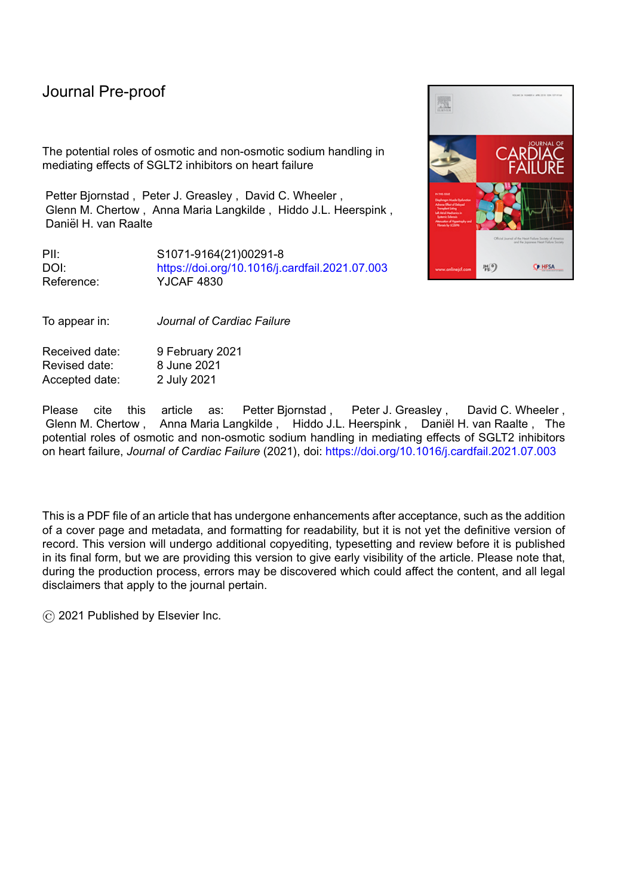Journal Pre-proof

The potential roles of osmotic and non-osmotic sodium handling in mediating effects of SGLT2 inhibitors on heart failure

Petter Bjornstad , Peter J. Greasley , David C. Wheeler , Glenn M. Chertow , Anna Maria Langkilde , Hiddo J.L. Heerspink , Daniël H. van Raalte

PII: S1071-9164(21)00291-8
DOI: https://doi.org/10.1016/j.cardfail.2021.07.003
Reference: YJCAF 4830

To appear in: *Journal of Cardiac Failure*

Received date: 9 February 2021
Revised date: 8 June 2021
Accepted date: 2 July 2021

Please cite this article as: Petter Bjornstad , Peter J. Greasley , David C. Wheeler , Glenn M. Chertow , Anna Maria Langkilde , Hiddo J.L. Heerspink , Daniël H. van Raalte , The potential roles of osmotic and non-osmotic sodium handling in mediating effects of SGLT2 inhibitors on heart failure, *Journal of Cardiac Failure* (2021), doi: https://doi.org/10.1016/j.cardfail.2021.07.003

This is a PDF file of an article that has undergone enhancements after acceptance, such as the addition of a cover page and metadata, and formatting for readability, but it is not yet the definitive version of record. This version will undergo additional copyediting, typesetting and review before it is published in its final form, but we are providing this version to give early visibility of the article. Please note that, during the production process, errors may be discovered which could affect the content, and all legal disclaimers that apply to the journal pertain.

© 2021 Published by Elsevier Inc.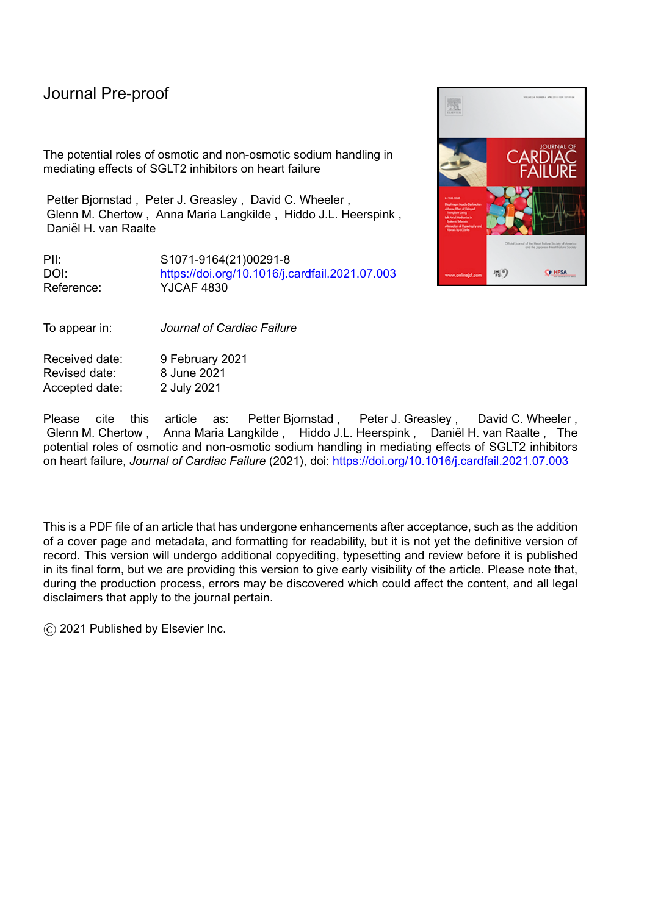Journal Pre-proof

The potential roles of osmotic and non-osmotic sodium handling in mediating effects of SGLT2 inhibitors on heart failure

Petter Bjornstad , Peter J. Greasley , David C. Wheeler , Glenn M. Chertow , Anna Maria Langkilde , Hiddo J.L. Heerspink , Daniël H. van Raalte

PII: S1071-9164(21)00291-8
DOI: https://doi.org/10.1016/j.cardfail.2021.07.003
Reference: YJCAF 4830

To appear in: *Journal of Cardiac Failure*

Received date: 9 February 2021
Revised date: 8 June 2021
Accepted date: 2 July 2021

Please cite this article as: Petter Bjornstad , Peter J. Greasley , David C. Wheeler , Glenn M. Chertow , Anna Maria Langkilde , Hiddo J.L. Heerspink , Daniël H. van Raalte , The potential roles of osmotic and non-osmotic sodium handling in mediating effects of SGLT2 inhibitors on heart failure, *Journal of Cardiac Failure* (2021), doi: https://doi.org/10.1016/j.cardfail.2021.07.003

This is a PDF file of an article that has undergone enhancements after acceptance, such as the addition of a cover page and metadata, and formatting for readability, but it is not yet the definitive version of record. This version will undergo additional copyediting, typesetting and review before it is published in its final form, but we are providing this version to give early visibility of the article. Please note that, during the production process, errors may be discovered which could affect the content, and all legal disclaimers that apply to the journal pertain.

© 2021 Published by Elsevier Inc.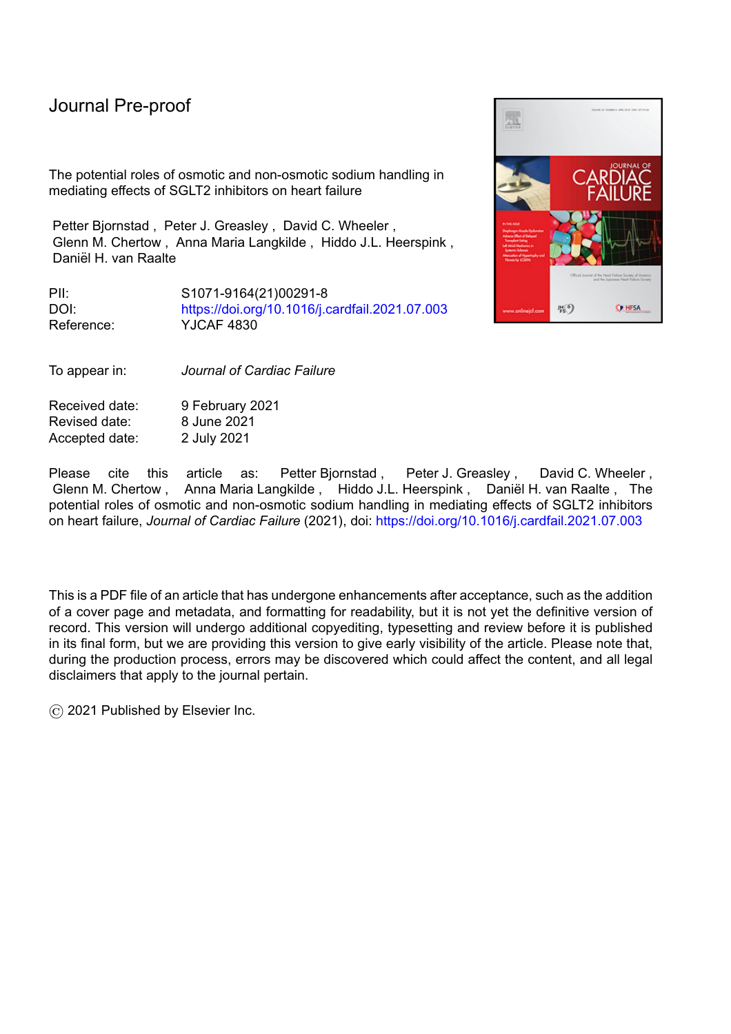Journal Pre-proof

The potential roles of osmotic and non-osmotic sodium handling in mediating effects of SGLT2 inhibitors on heart failure

Petter Bjornstad , Peter J. Greasley , David C. Wheeler , Glenn M. Chertow , Anna Maria Langkilde , Hiddo J.L. Heerspink , Daniël H. van Raalte

PII: S1071-9164(21)00291-8
DOI: https://doi.org/10.1016/j.cardfail.2021.07.003
Reference: YJCAF 4830

To appear in: *Journal of Cardiac Failure*

Received date: 9 February 2021
Revised date: 8 June 2021
Accepted date: 2 July 2021

Please cite this article as: Petter Bjornstad , Peter J. Greasley , David C. Wheeler , Glenn M. Chertow , Anna Maria Langkilde , Hiddo J.L. Heerspink , Daniël H. van Raalte , The potential roles of osmotic and non-osmotic sodium handling in mediating effects of SGLT2 inhibitors on heart failure, *Journal of Cardiac Failure* (2021), doi: https://doi.org/10.1016/j.cardfail.2021.07.003

This is a PDF file of an article that has undergone enhancements after acceptance, such as the addition of a cover page and metadata, and formatting for readability, but it is not yet the definitive version of record. This version will undergo additional copyediting, typesetting and review before it is published in its final form, but we are providing this version to give early visibility of the article. Please note that, during the production process, errors may be discovered which could affect the content, and all legal disclaimers that apply to the journal pertain.

© 2021 Published by Elsevier Inc.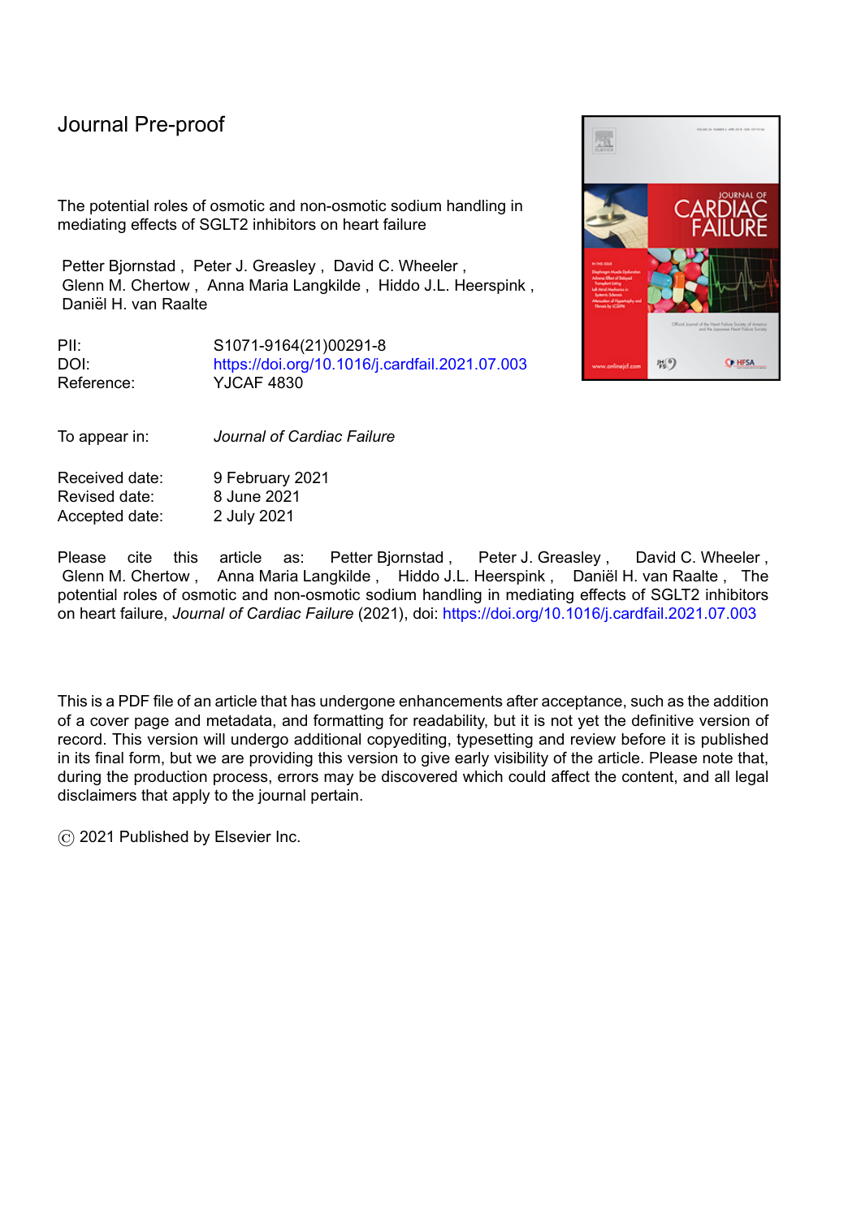Journal Pre-proof

The potential roles of osmotic and non-osmotic sodium handling in mediating effects of SGLT2 inhibitors on heart failure

Petter Bjornstad , Peter J. Greasley , David C. Wheeler , Glenn M. Chertow , Anna Maria Langkilde , Hiddo J.L. Heerspink , Daniël H. van Raalte

PII: S1071-9164(21)00291-8
DOI: https://doi.org/10.1016/j.cardfail.2021.07.003
Reference: YJCAF 4830

To appear in: *Journal of Cardiac Failure*

Received date: 9 February 2021
Revised date: 8 June 2021
Accepted date: 2 July 2021

Please cite this article as: Petter Bjornstad , Peter J. Greasley , David C. Wheeler , Glenn M. Chertow , Anna Maria Langkilde , Hiddo J.L. Heerspink , Daniël H. van Raalte , The potential roles of osmotic and non-osmotic sodium handling in mediating effects of SGLT2 inhibitors on heart failure, *Journal of Cardiac Failure* (2021), doi: https://doi.org/10.1016/j.cardfail.2021.07.003

This is a PDF file of an article that has undergone enhancements after acceptance, such as the addition of a cover page and metadata, and formatting for readability, but it is not yet the definitive version of record. This version will undergo additional copyediting, typesetting and review before it is published in its final form, but we are providing this version to give early visibility of the article. Please note that, during the production process, errors may be discovered which could affect the content, and all legal disclaimers that apply to the journal pertain.

© 2021 Published by Elsevier Inc.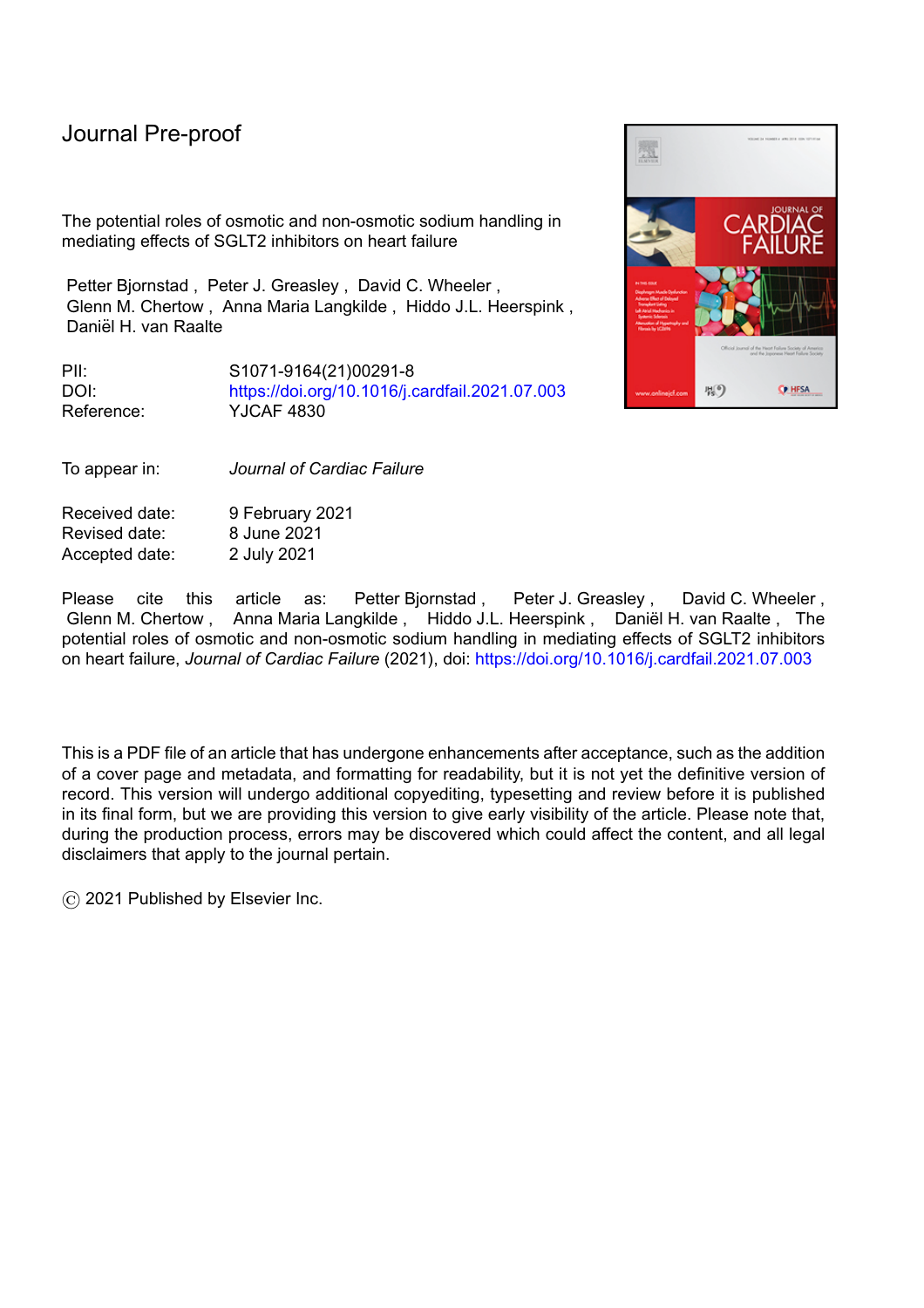Journal Pre-proof

The potential roles of osmotic and non-osmotic sodium handling in mediating effects of SGLT2 inhibitors on heart failure

Petter Bjornstad , Peter J. Greasley , David C. Wheeler , Glenn M. Chertow , Anna Maria Langkilde , Hiddo J.L. Heerspink , Daniël H. van Raalte

PII: S1071-9164(21)00291-8
DOI: https://doi.org/10.1016/j.cardfail.2021.07.003
Reference: YJCAF 4830

To appear in: *Journal of Cardiac Failure*

Received date: 9 February 2021
Revised date: 8 June 2021
Accepted date: 2 July 2021

Please cite this article as: Petter Bjornstad , Peter J. Greasley , David C. Wheeler , Glenn M. Chertow , Anna Maria Langkilde , Hiddo J.L. Heerspink , Daniël H. van Raalte , The potential roles of osmotic and non-osmotic sodium handling in mediating effects of SGLT2 inhibitors on heart failure, *Journal of Cardiac Failure* (2021), doi: https://doi.org/10.1016/j.cardfail.2021.07.003

This is a PDF file of an article that has undergone enhancements after acceptance, such as the addition of a cover page and metadata, and formatting for readability, but it is not yet the definitive version of record. This version will undergo additional copyediting, typesetting and review before it is published in its final form, but we are providing this version to give early visibility of the article. Please note that, during the production process, errors may be discovered which could affect the content, and all legal disclaimers that apply to the journal pertain.

© 2021 Published by Elsevier Inc.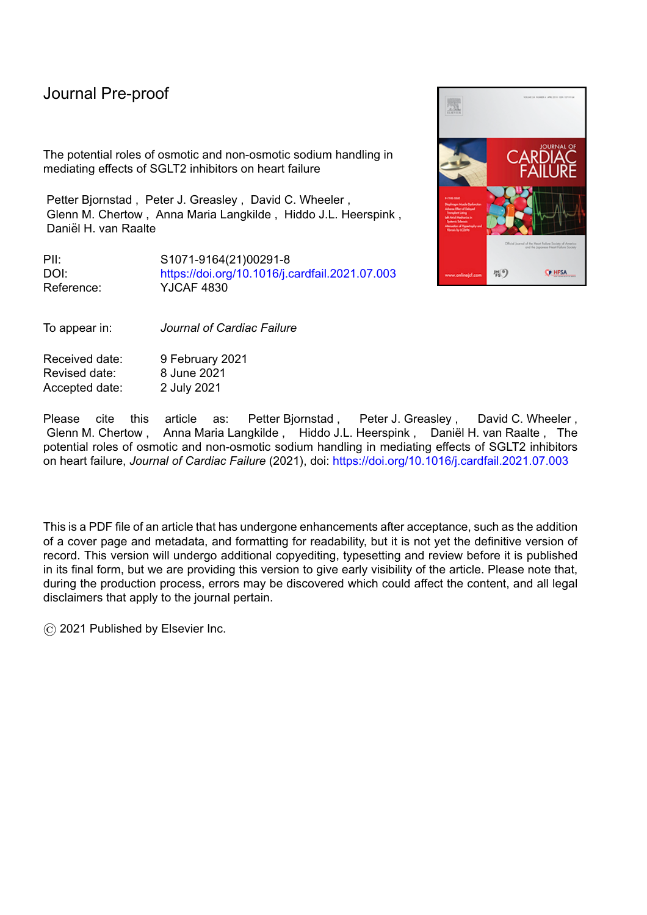Journal Pre-proof

The potential roles of osmotic and non-osmotic sodium handling in mediating effects of SGLT2 inhibitors on heart failure

Petter Bjornstad , Peter J. Greasley , David C. Wheeler , Glenn M. Chertow , Anna Maria Langkilde , Hiddo J.L. Heerspink , Daniël H. van Raalte

PII: S1071-9164(21)00291-8
DOI: https://doi.org/10.1016/j.cardfail.2021.07.003
Reference: YJCAF 4830

To appear in: *Journal of Cardiac Failure*

Received date: 9 February 2021
Revised date: 8 June 2021
Accepted date: 2 July 2021

Please cite this article as: Petter Bjornstad , Peter J. Greasley , David C. Wheeler , Glenn M. Chertow , Anna Maria Langkilde , Hiddo J.L. Heerspink , Daniël H. van Raalte , The potential roles of osmotic and non-osmotic sodium handling in mediating effects of SGLT2 inhibitors on heart failure, *Journal of Cardiac Failure* (2021), doi: https://doi.org/10.1016/j.cardfail.2021.07.003

This is a PDF file of an article that has undergone enhancements after acceptance, such as the addition of a cover page and metadata, and formatting for readability, but it is not yet the definitive version of record. This version will undergo additional copyediting, typesetting and review before it is published in its final form, but we are providing this version to give early visibility of the article. Please note that, during the production process, errors may be discovered which could affect the content, and all legal disclaimers that apply to the journal pertain.

© 2021 Published by Elsevier Inc.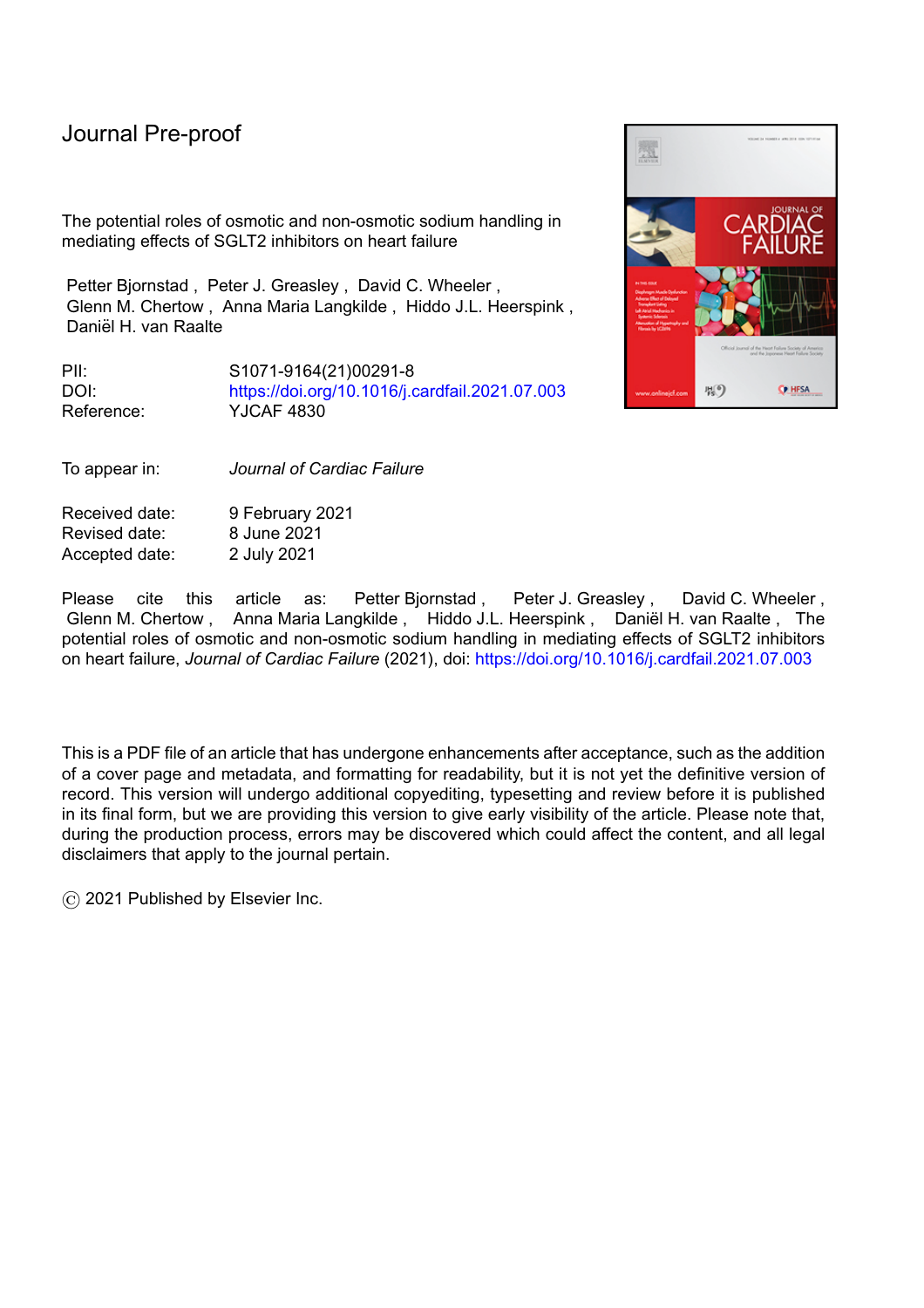Journal Pre-proof

The potential roles of osmotic and non-osmotic sodium handling in mediating effects of SGLT2 inhibitors on heart failure

Petter Bjornstad , Peter J. Greasley , David C. Wheeler , Glenn M. Chertow , Anna Maria Langkilde , Hiddo J.L. Heerspink , Daniël H. van Raalte

| | |
|---|---|
| PII: | S1071-9164(21)00291-8 |
| DOI: | https://doi.org/10.1016/j.cardfail.2021.07.003 |
| Reference: | YJCAF 4830 |

| | |
|---|---|
| To appear in: | *Journal of Cardiac Failure* |

| | |
|---|---|
| Received date: | 9 February 2021 |
| Revised date: | 8 June 2021 |
| Accepted date: | 2 July 2021 |

Please cite this article as: Petter Bjornstad , Peter J. Greasley , David C. Wheeler , Glenn M. Chertow , Anna Maria Langkilde , Hiddo J.L. Heerspink , Daniël H. van Raalte , The potential roles of osmotic and non-osmotic sodium handling in mediating effects of SGLT2 inhibitors on heart failure, *Journal of Cardiac Failure* (2021), doi: https://doi.org/10.1016/j.cardfail.2021.07.003

This is a PDF file of an article that has undergone enhancements after acceptance, such as the addition of a cover page and metadata, and formatting for readability, but it is not yet the definitive version of record. This version will undergo additional copyediting, typesetting and review before it is published in its final form, but we are providing this version to give early visibility of the article. Please note that, during the production process, errors may be discovered which could affect the content, and all legal disclaimers that apply to the journal pertain.

© 2021 Published by Elsevier Inc.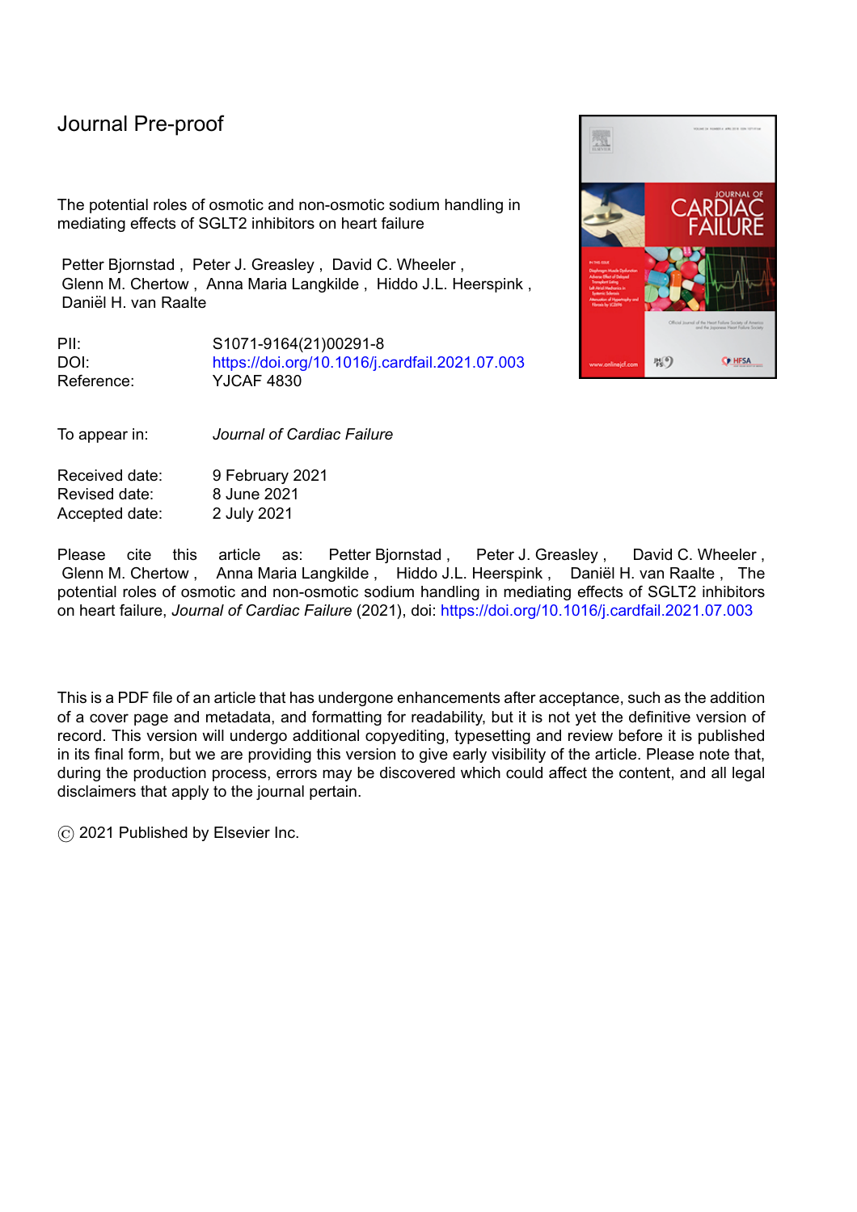Journal Pre-proof

The potential roles of osmotic and non-osmotic sodium handling in mediating effects of SGLT2 inhibitors on heart failure

Petter Bjornstad , Peter J. Greasley , David C. Wheeler , Glenn M. Chertow , Anna Maria Langkilde , Hiddo J.L. Heerspink , Daniël H. van Raalte

| | |
|---|---|
| PII: | S1071-9164(21)00291-8 |
| DOI: | https://doi.org/10.1016/j.cardfail.2021.07.003 |
| Reference: | YJCAF 4830 |

| | |
|---|---|
| To appear in: | *Journal of Cardiac Failure* |

| | |
|---|---|
| Received date: | 9 February 2021 |
| Revised date: | 8 June 2021 |
| Accepted date: | 2 July 2021 |

Please cite this article as: Petter Bjornstad , Peter J. Greasley , David C. Wheeler , Glenn M. Chertow , Anna Maria Langkilde , Hiddo J.L. Heerspink , Daniël H. van Raalte , The potential roles of osmotic and non-osmotic sodium handling in mediating effects of SGLT2 inhibitors on heart failure, *Journal of Cardiac Failure* (2021), doi: https://doi.org/10.1016/j.cardfail.2021.07.003

This is a PDF file of an article that has undergone enhancements after acceptance, such as the addition of a cover page and metadata, and formatting for readability, but it is not yet the definitive version of record. This version will undergo additional copyediting, typesetting and review before it is published in its final form, but we are providing this version to give early visibility of the article. Please note that, during the production process, errors may be discovered which could affect the content, and all legal disclaimers that apply to the journal pertain.

© 2021 Published by Elsevier Inc.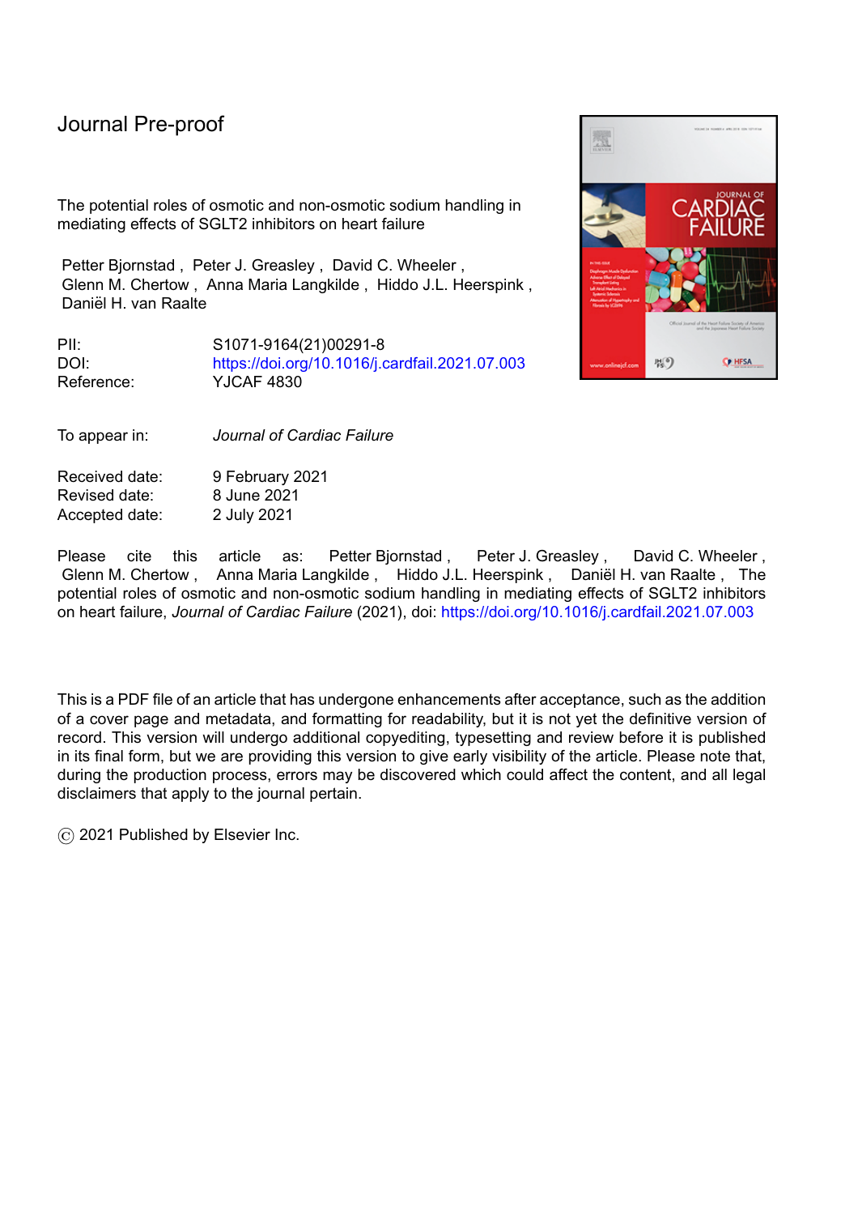Journal Pre-proof

The potential roles of osmotic and non-osmotic sodium handling in mediating effects of SGLT2 inhibitors on heart failure

Petter Bjornstad , Peter J. Greasley , David C. Wheeler , Glenn M. Chertow , Anna Maria Langkilde , Hiddo J.L. Heerspink , Daniël H. van Raalte

PII: S1071-9164(21)00291-8
DOI: https://doi.org/10.1016/j.cardfail.2021.07.003
Reference: YJCAF 4830

To appear in: *Journal of Cardiac Failure*

Received date: 9 February 2021
Revised date: 8 June 2021
Accepted date: 2 July 2021

Please cite this article as: Petter Bjornstad , Peter J. Greasley , David C. Wheeler , Glenn M. Chertow , Anna Maria Langkilde , Hiddo J.L. Heerspink , Daniël H. van Raalte , The potential roles of osmotic and non-osmotic sodium handling in mediating effects of SGLT2 inhibitors on heart failure, *Journal of Cardiac Failure* (2021), doi: https://doi.org/10.1016/j.cardfail.2021.07.003

This is a PDF file of an article that has undergone enhancements after acceptance, such as the addition of a cover page and metadata, and formatting for readability, but it is not yet the definitive version of record. This version will undergo additional copyediting, typesetting and review before it is published in its final form, but we are providing this version to give early visibility of the article. Please note that, during the production process, errors may be discovered which could affect the content, and all legal disclaimers that apply to the journal pertain.

© 2021 Published by Elsevier Inc.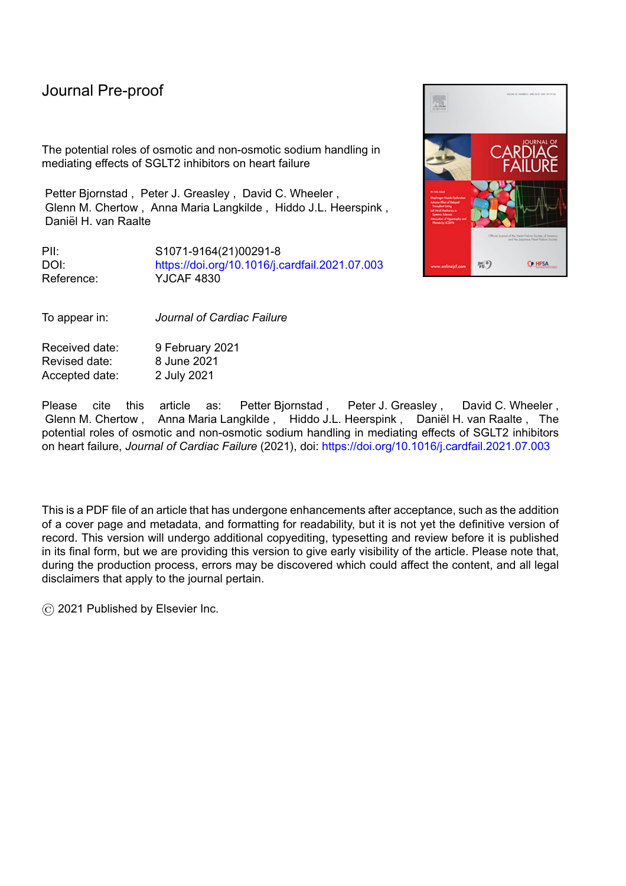Journal Pre-proof

The potential roles of osmotic and non-osmotic sodium handling in mediating effects of SGLT2 inhibitors on heart failure

Petter Bjornstad , Peter J. Greasley , David C. Wheeler , Glenn M. Chertow , Anna Maria Langkilde , Hiddo J.L. Heerspink , Daniël H. van Raalte

| | |
|---|---|
| PII: | S1071-9164(21)00291-8 |
| DOI: | https://doi.org/10.1016/j.cardfail.2021.07.003 |
| Reference: | YJCAF 4830 |

| | |
|---|---|
| To appear in: | *Journal of Cardiac Failure* |

| | |
|---|---|
| Received date: | 9 February 2021 |
| Revised date: | 8 June 2021 |
| Accepted date: | 2 July 2021 |

Please cite this article as: Petter Bjornstad , Peter J. Greasley , David C. Wheeler , Glenn M. Chertow , Anna Maria Langkilde , Hiddo J.L. Heerspink , Daniël H. van Raalte , The potential roles of osmotic and non-osmotic sodium handling in mediating effects of SGLT2 inhibitors on heart failure, *Journal of Cardiac Failure* (2021), doi: https://doi.org/10.1016/j.cardfail.2021.07.003

This is a PDF file of an article that has undergone enhancements after acceptance, such as the addition of a cover page and metadata, and formatting for readability, but it is not yet the definitive version of record. This version will undergo additional copyediting, typesetting and review before it is published in its final form, but we are providing this version to give early visibility of the article. Please note that, during the production process, errors may be discovered which could affect the content, and all legal disclaimers that apply to the journal pertain.

© 2021 Published by Elsevier Inc.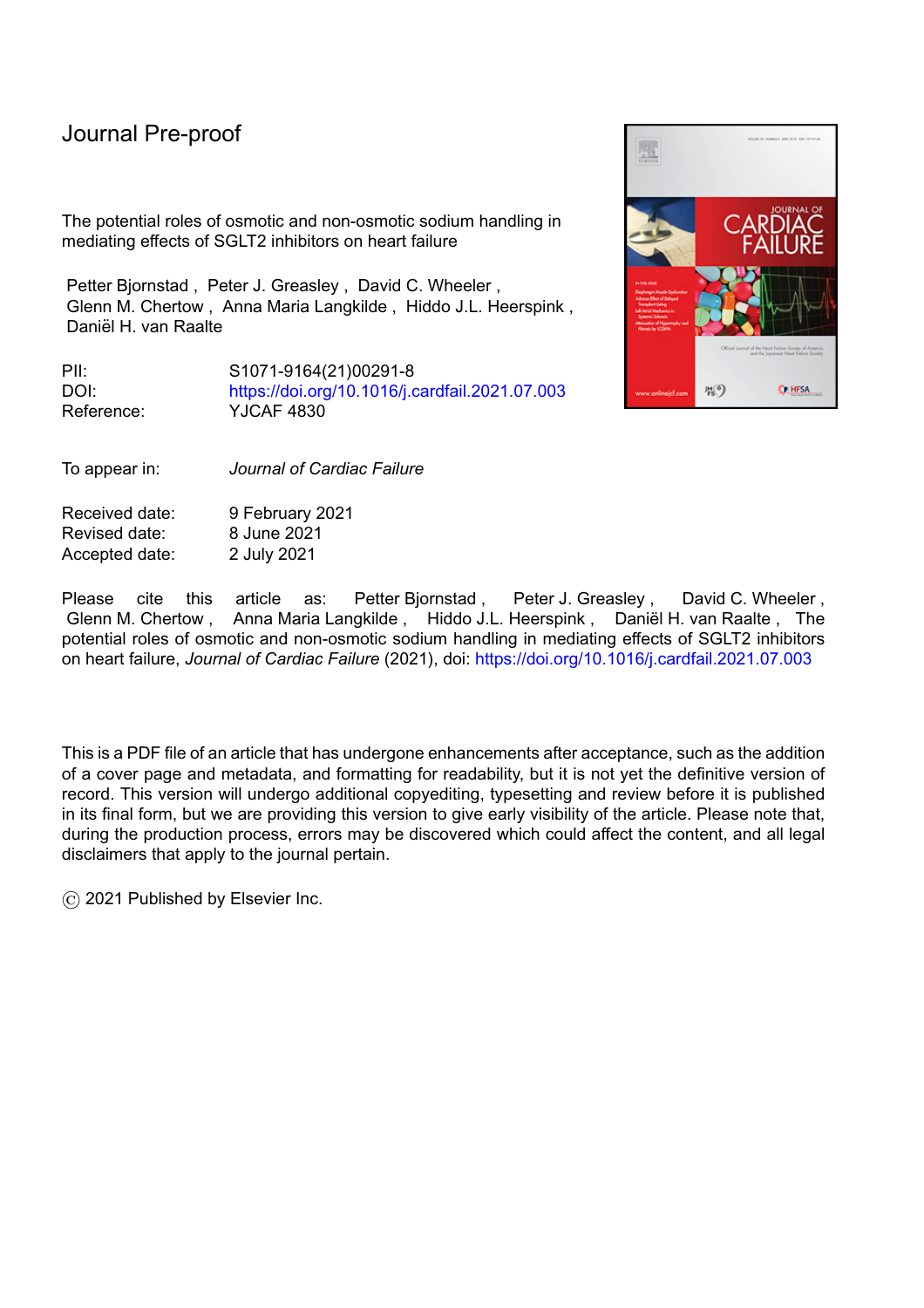Journal Pre-proof

The potential roles of osmotic and non-osmotic sodium handling in mediating effects of SGLT2 inhibitors on heart failure

Petter Bjornstad , Peter J. Greasley , David C. Wheeler , Glenn M. Chertow , Anna Maria Langkilde , Hiddo J.L. Heerspink , Daniël H. van Raalte

PII: S1071-9164(21)00291-8
DOI: https://doi.org/10.1016/j.cardfail.2021.07.003
Reference: YJCAF 4830

To appear in: *Journal of Cardiac Failure*

Received date: 9 February 2021
Revised date: 8 June 2021
Accepted date: 2 July 2021

Please cite this article as: Petter Bjornstad , Peter J. Greasley , David C. Wheeler , Glenn M. Chertow , Anna Maria Langkilde , Hiddo J.L. Heerspink , Daniël H. van Raalte , The potential roles of osmotic and non-osmotic sodium handling in mediating effects of SGLT2 inhibitors on heart failure, *Journal of Cardiac Failure* (2021), doi: https://doi.org/10.1016/j.cardfail.2021.07.003

This is a PDF file of an article that has undergone enhancements after acceptance, such as the addition of a cover page and metadata, and formatting for readability, but it is not yet the definitive version of record. This version will undergo additional copyediting, typesetting and review before it is published in its final form, but we are providing this version to give early visibility of the article. Please note that, during the production process, errors may be discovered which could affect the content, and all legal disclaimers that apply to the journal pertain.

© 2021 Published by Elsevier Inc.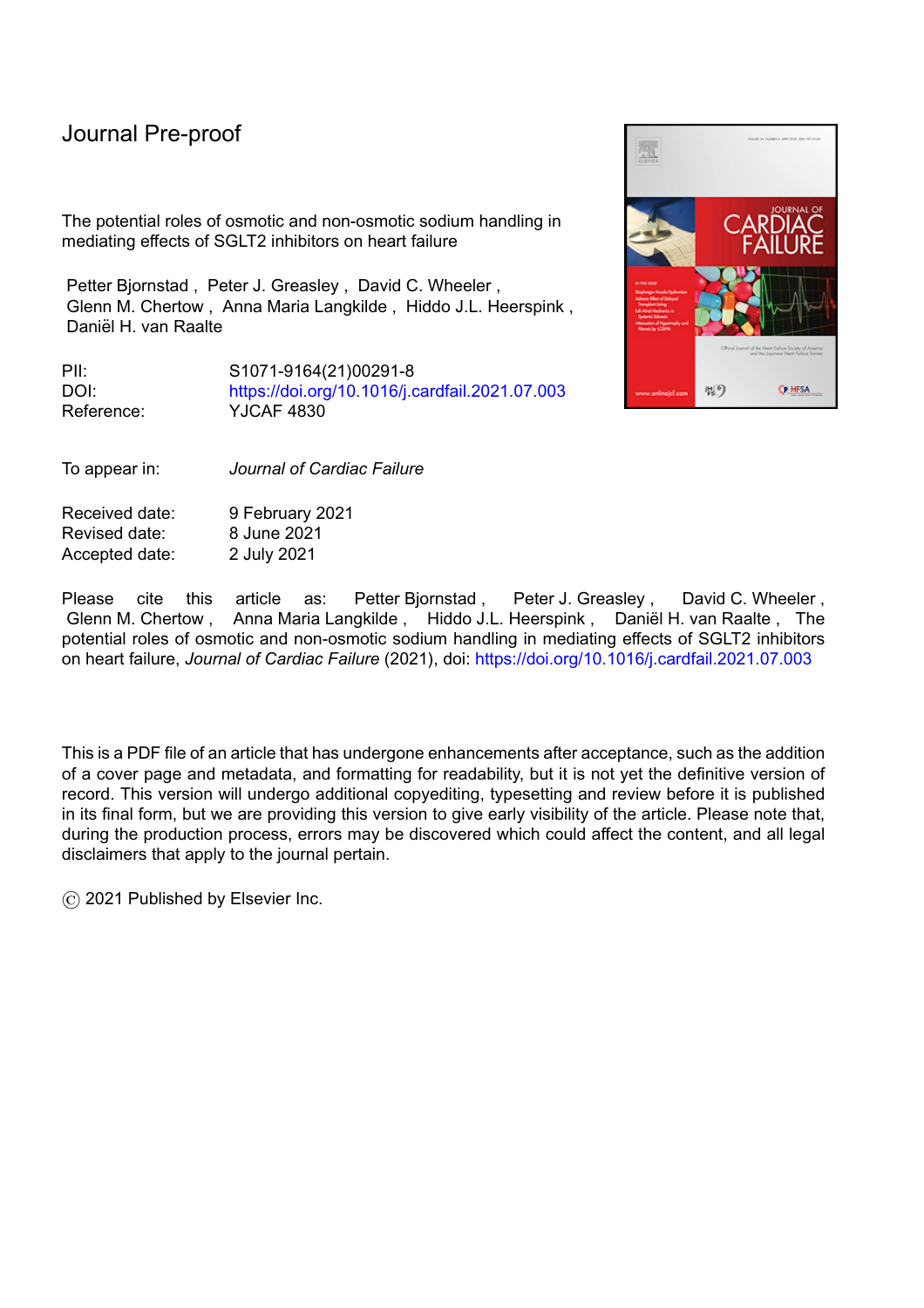Journal Pre-proof

The potential roles of osmotic and non-osmotic sodium handling in mediating effects of SGLT2 inhibitors on heart failure

Petter Bjornstad , Peter J. Greasley , David C. Wheeler , Glenn M. Chertow , Anna Maria Langkilde , Hiddo J.L. Heerspink , Daniël H. van Raalte

PII: S1071-9164(21)00291-8
DOI: https://doi.org/10.1016/j.cardfail.2021.07.003
Reference: YJCAF 4830

To appear in: *Journal of Cardiac Failure*

Received date: 9 February 2021
Revised date: 8 June 2021
Accepted date: 2 July 2021

Please cite this article as: Petter Bjornstad , Peter J. Greasley , David C. Wheeler , Glenn M. Chertow , Anna Maria Langkilde , Hiddo J.L. Heerspink , Daniël H. van Raalte , The potential roles of osmotic and non-osmotic sodium handling in mediating effects of SGLT2 inhibitors on heart failure, *Journal of Cardiac Failure* (2021), doi: https://doi.org/10.1016/j.cardfail.2021.07.003

This is a PDF file of an article that has undergone enhancements after acceptance, such as the addition of a cover page and metadata, and formatting for readability, but it is not yet the definitive version of record. This version will undergo additional copyediting, typesetting and review before it is published in its final form, but we are providing this version to give early visibility of the article. Please note that, during the production process, errors may be discovered which could affect the content, and all legal disclaimers that apply to the journal pertain.

© 2021 Published by Elsevier Inc.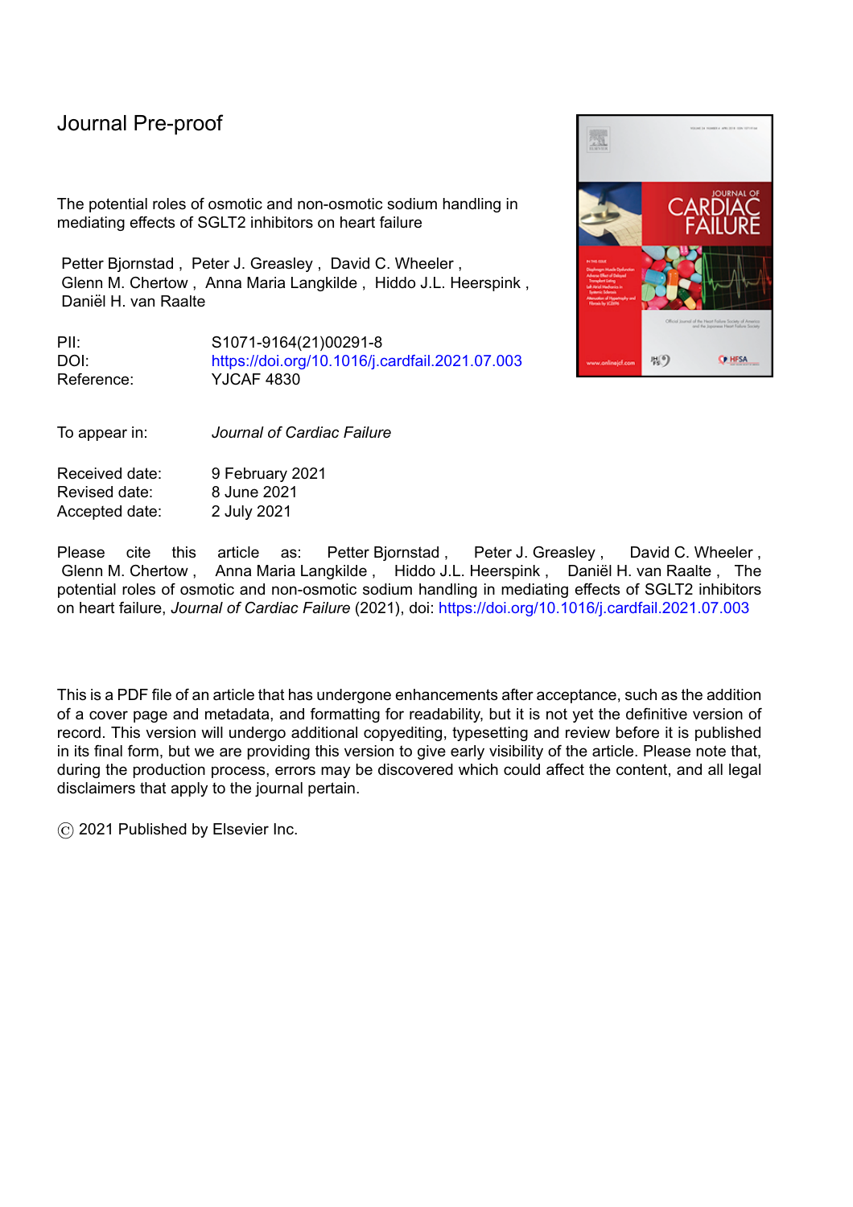Journal Pre-proof

The potential roles of osmotic and non-osmotic sodium handling in mediating effects of SGLT2 inhibitors on heart failure

Petter Bjornstad , Peter J. Greasley , David C. Wheeler , Glenn M. Chertow , Anna Maria Langkilde , Hiddo J.L. Heerspink , Daniël H. van Raalte

PII: S1071-9164(21)00291-8
DOI: https://doi.org/10.1016/j.cardfail.2021.07.003
Reference: YJCAF 4830

To appear in: *Journal of Cardiac Failure*

Received date: 9 February 2021
Revised date: 8 June 2021
Accepted date: 2 July 2021

Please cite this article as: Petter Bjornstad , Peter J. Greasley , David C. Wheeler , Glenn M. Chertow , Anna Maria Langkilde , Hiddo J.L. Heerspink , Daniël H. van Raalte , The potential roles of osmotic and non-osmotic sodium handling in mediating effects of SGLT2 inhibitors on heart failure, *Journal of Cardiac Failure* (2021), doi: https://doi.org/10.1016/j.cardfail.2021.07.003

This is a PDF file of an article that has undergone enhancements after acceptance, such as the addition of a cover page and metadata, and formatting for readability, but it is not yet the definitive version of record. This version will undergo additional copyediting, typesetting and review before it is published in its final form, but we are providing this version to give early visibility of the article. Please note that, during the production process, errors may be discovered which could affect the content, and all legal disclaimers that apply to the journal pertain.

© 2021 Published by Elsevier Inc.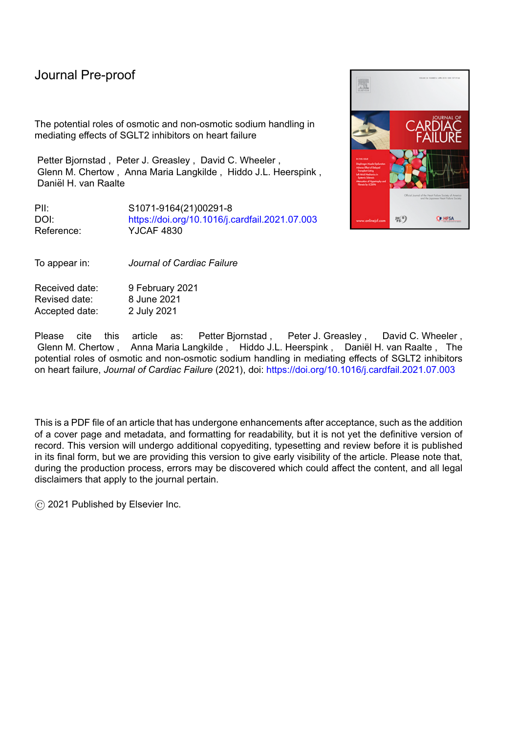Journal Pre-proof

The potential roles of osmotic and non-osmotic sodium handling in mediating effects of SGLT2 inhibitors on heart failure

Petter Bjornstad , Peter J. Greasley , David C. Wheeler , Glenn M. Chertow , Anna Maria Langkilde , Hiddo J.L. Heerspink , Daniël H. van Raalte

PII: S1071-9164(21)00291-8
DOI: https://doi.org/10.1016/j.cardfail.2021.07.003
Reference: YJCAF 4830

To appear in: *Journal of Cardiac Failure*

Received date: 9 February 2021
Revised date: 8 June 2021
Accepted date: 2 July 2021

Please cite this article as: Petter Bjornstad , Peter J. Greasley , David C. Wheeler , Glenn M. Chertow , Anna Maria Langkilde , Hiddo J.L. Heerspink , Daniël H. van Raalte , The potential roles of osmotic and non-osmotic sodium handling in mediating effects of SGLT2 inhibitors on heart failure, *Journal of Cardiac Failure* (2021), doi: https://doi.org/10.1016/j.cardfail.2021.07.003

This is a PDF file of an article that has undergone enhancements after acceptance, such as the addition of a cover page and metadata, and formatting for readability, but it is not yet the definitive version of record. This version will undergo additional copyediting, typesetting and review before it is published in its final form, but we are providing this version to give early visibility of the article. Please note that, during the production process, errors may be discovered which could affect the content, and all legal disclaimers that apply to the journal pertain.

© 2021 Published by Elsevier Inc.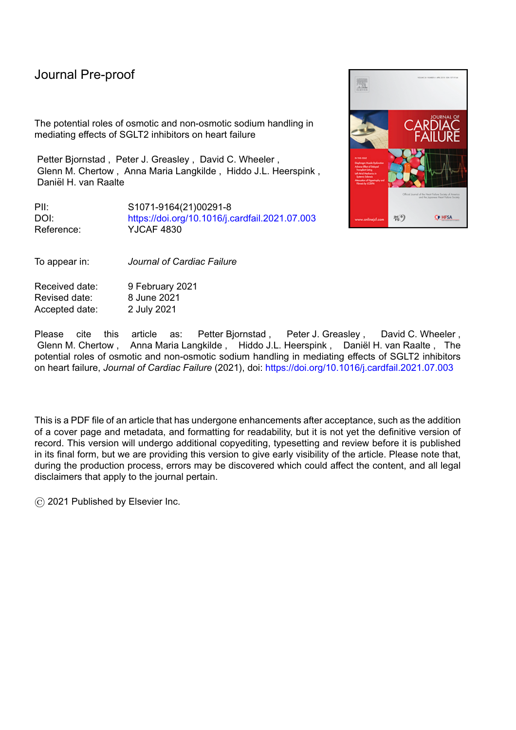Journal Pre-proof

The potential roles of osmotic and non-osmotic sodium handling in mediating effects of SGLT2 inhibitors on heart failure

Petter Bjornstad , Peter J. Greasley , David C. Wheeler , Glenn M. Chertow , Anna Maria Langkilde , Hiddo J.L. Heerspink , Daniël H. van Raalte

PII: S1071-9164(21)00291-8
DOI: https://doi.org/10.1016/j.cardfail.2021.07.003
Reference: YJCAF 4830

To appear in: *Journal of Cardiac Failure*

Received date: 9 February 2021
Revised date: 8 June 2021
Accepted date: 2 July 2021

Please cite this article as: Petter Bjornstad , Peter J. Greasley , David C. Wheeler , Glenn M. Chertow , Anna Maria Langkilde , Hiddo J.L. Heerspink , Daniël H. van Raalte , The potential roles of osmotic and non-osmotic sodium handling in mediating effects of SGLT2 inhibitors on heart failure, *Journal of Cardiac Failure* (2021), doi: https://doi.org/10.1016/j.cardfail.2021.07.003

This is a PDF file of an article that has undergone enhancements after acceptance, such as the addition of a cover page and metadata, and formatting for readability, but it is not yet the definitive version of record. This version will undergo additional copyediting, typesetting and review before it is published in its final form, but we are providing this version to give early visibility of the article. Please note that, during the production process, errors may be discovered which could affect the content, and all legal disclaimers that apply to the journal pertain.

© 2021 Published by Elsevier Inc.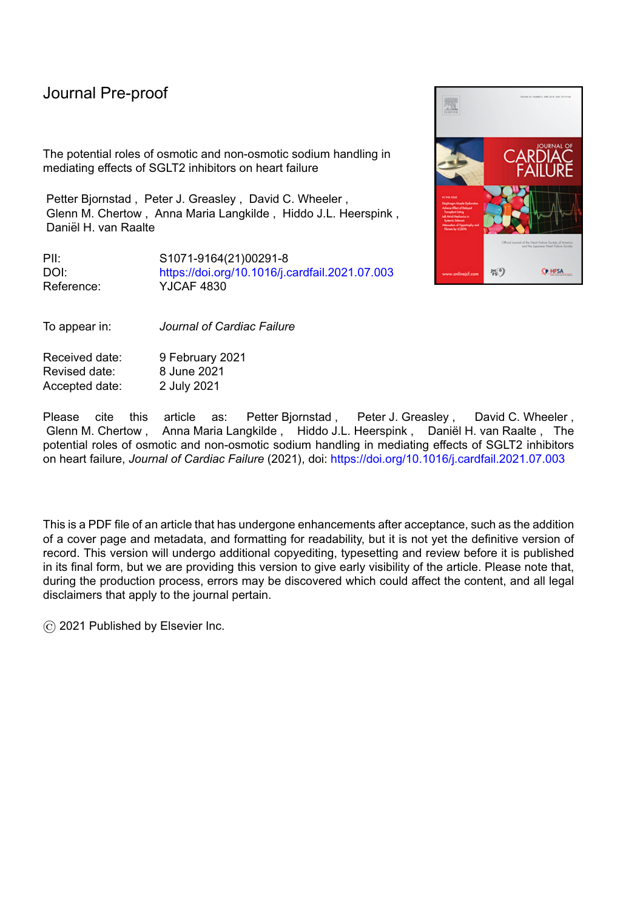Journal Pre-proof

The potential roles of osmotic and non-osmotic sodium handling in mediating effects of SGLT2 inhibitors on heart failure

Petter Bjornstad , Peter J. Greasley , David C. Wheeler , Glenn M. Chertow , Anna Maria Langkilde , Hiddo J.L. Heerspink , Daniël H. van Raalte

| | |
|---|---|
| PII: | S1071-9164(21)00291-8 |
| DOI: | https://doi.org/10.1016/j.cardfail.2021.07.003 |
| Reference: | YJCAF 4830 |

| | |
|---|---|
| To appear in: | *Journal of Cardiac Failure* |

| | |
|---|---|
| Received date: | 9 February 2021 |
| Revised date: | 8 June 2021 |
| Accepted date: | 2 July 2021 |

Please cite this article as: Petter Bjornstad , Peter J. Greasley , David C. Wheeler , Glenn M. Chertow , Anna Maria Langkilde , Hiddo J.L. Heerspink , Daniël H. van Raalte , The potential roles of osmotic and non-osmotic sodium handling in mediating effects of SGLT2 inhibitors on heart failure, *Journal of Cardiac Failure* (2021), doi: https://doi.org/10.1016/j.cardfail.2021.07.003

This is a PDF file of an article that has undergone enhancements after acceptance, such as the addition of a cover page and metadata, and formatting for readability, but it is not yet the definitive version of record. This version will undergo additional copyediting, typesetting and review before it is published in its final form, but we are providing this version to give early visibility of the article. Please note that, during the production process, errors may be discovered which could affect the content, and all legal disclaimers that apply to the journal pertain.

© 2021 Published by Elsevier Inc.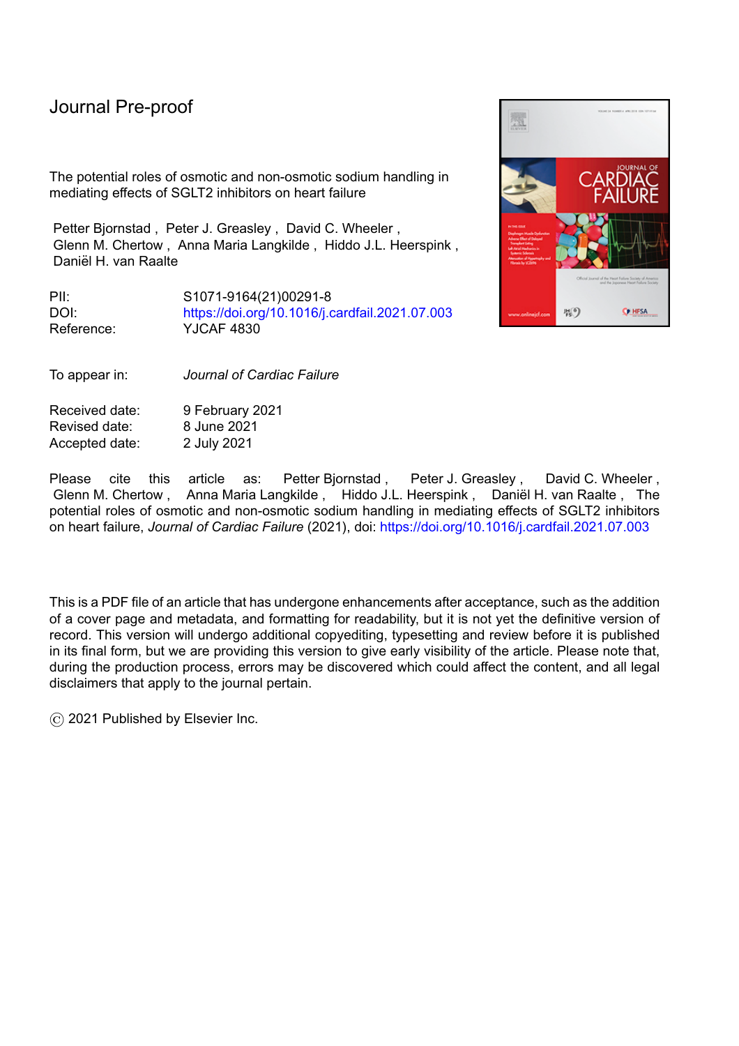Journal Pre-proof

The potential roles of osmotic and non-osmotic sodium handling in mediating effects of SGLT2 inhibitors on heart failure

Petter Bjornstad , Peter J. Greasley , David C. Wheeler , Glenn M. Chertow , Anna Maria Langkilde , Hiddo J.L. Heerspink , Daniël H. van Raalte

PII: S1071-9164(21)00291-8
DOI: https://doi.org/10.1016/j.cardfail.2021.07.003
Reference: YJCAF 4830

To appear in: *Journal of Cardiac Failure*

Received date: 9 February 2021
Revised date: 8 June 2021
Accepted date: 2 July 2021

Please cite this article as: Petter Bjornstad , Peter J. Greasley , David C. Wheeler , Glenn M. Chertow , Anna Maria Langkilde , Hiddo J.L. Heerspink , Daniël H. van Raalte , The potential roles of osmotic and non-osmotic sodium handling in mediating effects of SGLT2 inhibitors on heart failure, *Journal of Cardiac Failure* (2021), doi: https://doi.org/10.1016/j.cardfail.2021.07.003

This is a PDF file of an article that has undergone enhancements after acceptance, such as the addition of a cover page and metadata, and formatting for readability, but it is not yet the definitive version of record. This version will undergo additional copyediting, typesetting and review before it is published in its final form, but we are providing this version to give early visibility of the article. Please note that, during the production process, errors may be discovered which could affect the content, and all legal disclaimers that apply to the journal pertain.

© 2021 Published by Elsevier Inc.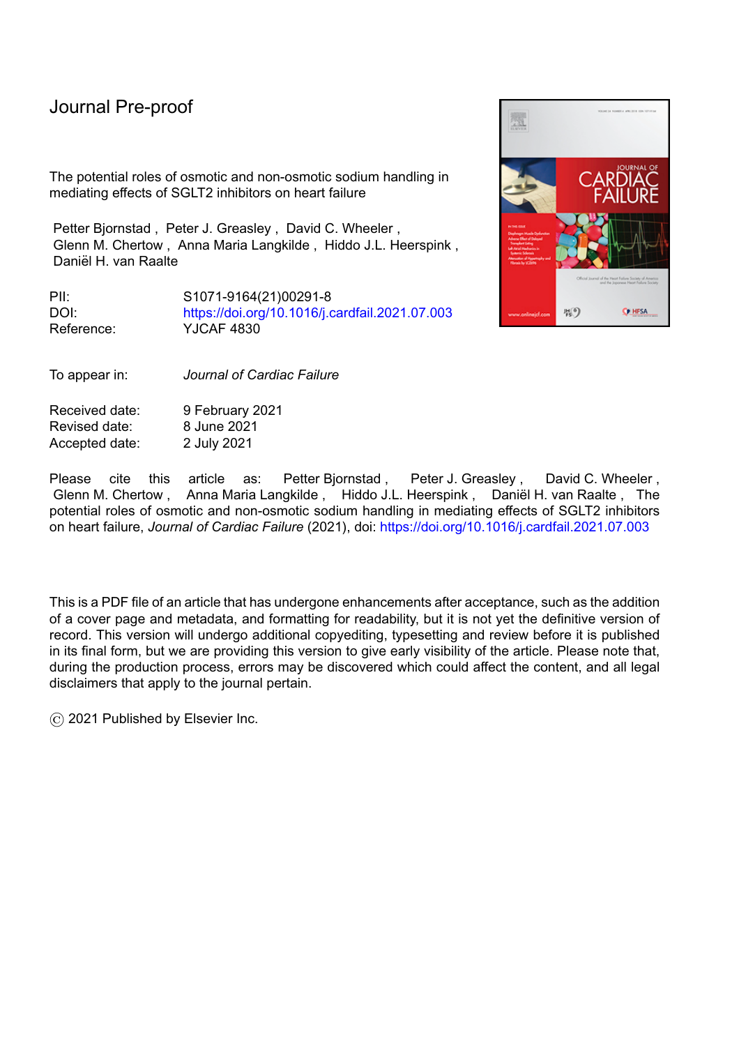Journal Pre-proof

The potential roles of osmotic and non-osmotic sodium handling in mediating effects of SGLT2 inhibitors on heart failure

Petter Bjornstad , Peter J. Greasley , David C. Wheeler , Glenn M. Chertow , Anna Maria Langkilde , Hiddo J.L. Heerspink , Daniël H. van Raalte

| | |
|---|---|
| PII: | S1071-9164(21)00291-8 |
| DOI: | https://doi.org/10.1016/j.cardfail.2021.07.003 |
| Reference: | YJCAF 4830 |

| | |
|---|---|
| To appear in: | *Journal of Cardiac Failure* |

| | |
|---|---|
| Received date: | 9 February 2021 |
| Revised date: | 8 June 2021 |
| Accepted date: | 2 July 2021 |

Please cite this article as: Petter Bjornstad , Peter J. Greasley , David C. Wheeler , Glenn M. Chertow , Anna Maria Langkilde , Hiddo J.L. Heerspink , Daniël H. van Raalte , The potential roles of osmotic and non-osmotic sodium handling in mediating effects of SGLT2 inhibitors on heart failure, *Journal of Cardiac Failure* (2021), doi: https://doi.org/10.1016/j.cardfail.2021.07.003

This is a PDF file of an article that has undergone enhancements after acceptance, such as the addition of a cover page and metadata, and formatting for readability, but it is not yet the definitive version of record. This version will undergo additional copyediting, typesetting and review before it is published in its final form, but we are providing this version to give early visibility of the article. Please note that, during the production process, errors may be discovered which could affect the content, and all legal disclaimers that apply to the journal pertain.

© 2021 Published by Elsevier Inc.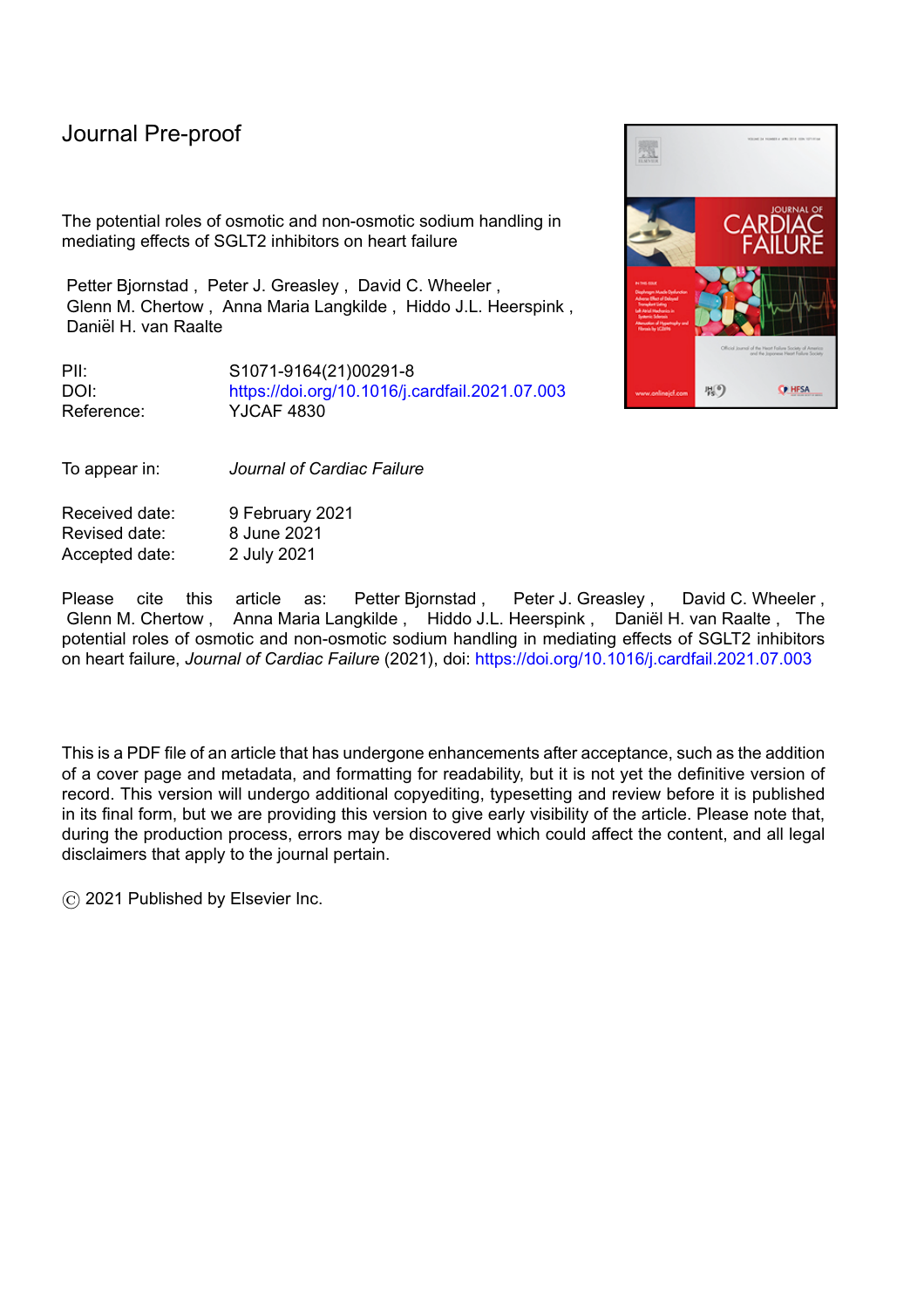Journal Pre-proof

The potential roles of osmotic and non-osmotic sodium handling in mediating effects of SGLT2 inhibitors on heart failure

Petter Bjornstad , Peter J. Greasley , David C. Wheeler , Glenn M. Chertow , Anna Maria Langkilde , Hiddo J.L. Heerspink , Daniël H. van Raalte

| | |
|---|---|
| PII: | S1071-9164(21)00291-8 |
| DOI: | https://doi.org/10.1016/j.cardfail.2021.07.003 |
| Reference: | YJCAF 4830 |

| | |
|---|---|
| To appear in: | *Journal of Cardiac Failure* |

| | |
|---|---|
| Received date: | 9 February 2021 |
| Revised date: | 8 June 2021 |
| Accepted date: | 2 July 2021 |

Please cite this article as: Petter Bjornstad , Peter J. Greasley , David C. Wheeler , Glenn M. Chertow , Anna Maria Langkilde , Hiddo J.L. Heerspink , Daniël H. van Raalte , The potential roles of osmotic and non-osmotic sodium handling in mediating effects of SGLT2 inhibitors on heart failure, *Journal of Cardiac Failure* (2021), doi: https://doi.org/10.1016/j.cardfail.2021.07.003

This is a PDF file of an article that has undergone enhancements after acceptance, such as the addition of a cover page and metadata, and formatting for readability, but it is not yet the definitive version of record. This version will undergo additional copyediting, typesetting and review before it is published in its final form, but we are providing this version to give early visibility of the article. Please note that, during the production process, errors may be discovered which could affect the content, and all legal disclaimers that apply to the journal pertain.

© 2021 Published by Elsevier Inc.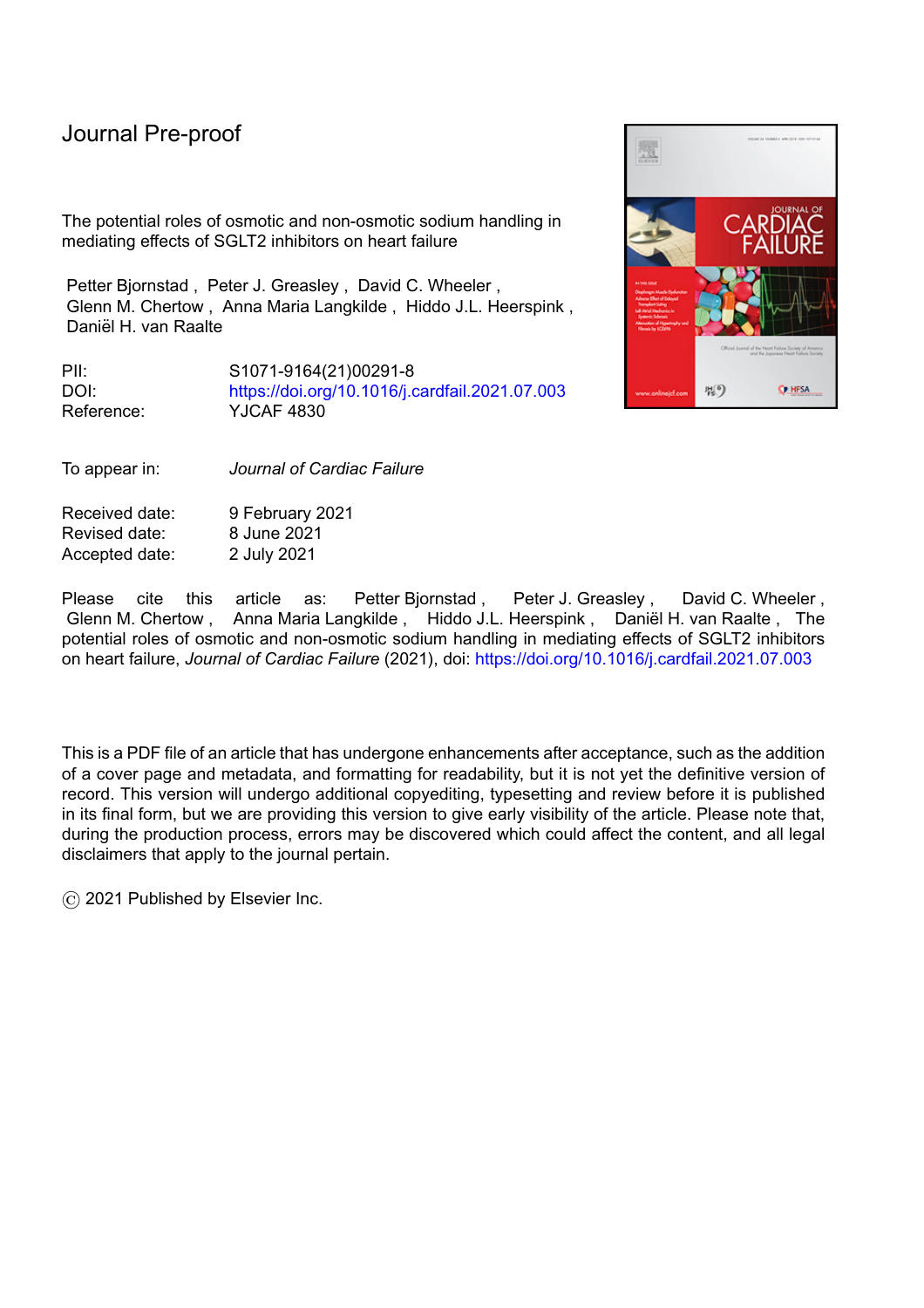Journal Pre-proof

The potential roles of osmotic and non-osmotic sodium handling in mediating effects of SGLT2 inhibitors on heart failure

Petter Bjornstad , Peter J. Greasley , David C. Wheeler , Glenn M. Chertow , Anna Maria Langkilde , Hiddo J.L. Heerspink , Daniël H. van Raalte

| | |
|---|---|
| PII: | S1071-9164(21)00291-8 |
| DOI: | https://doi.org/10.1016/j.cardfail.2021.07.003 |
| Reference: | YJCAF 4830 |

| | |
|---|---|
| To appear in: | *Journal of Cardiac Failure* |

| | |
|---|---|
| Received date: | 9 February 2021 |
| Revised date: | 8 June 2021 |
| Accepted date: | 2 July 2021 |

Please cite this article as: Petter Bjornstad , Peter J. Greasley , David C. Wheeler , Glenn M. Chertow , Anna Maria Langkilde , Hiddo J.L. Heerspink , Daniël H. van Raalte , The potential roles of osmotic and non-osmotic sodium handling in mediating effects of SGLT2 inhibitors on heart failure, *Journal of Cardiac Failure* (2021), doi: https://doi.org/10.1016/j.cardfail.2021.07.003

This is a PDF file of an article that has undergone enhancements after acceptance, such as the addition of a cover page and metadata, and formatting for readability, but it is not yet the definitive version of record. This version will undergo additional copyediting, typesetting and review before it is published in its final form, but we are providing this version to give early visibility of the article. Please note that, during the production process, errors may be discovered which could affect the content, and all legal disclaimers that apply to the journal pertain.

© 2021 Published by Elsevier Inc.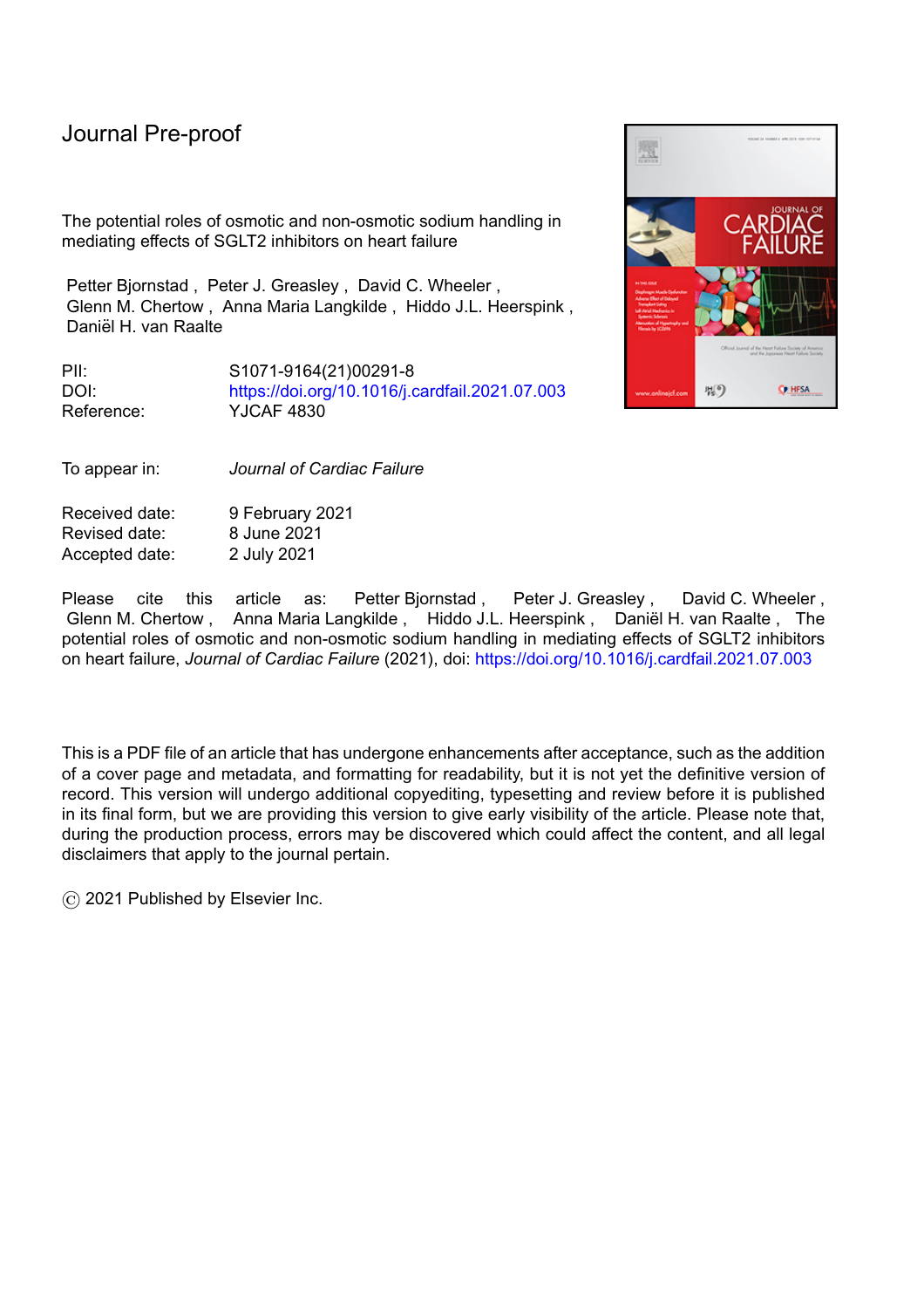Journal Pre-proof

The potential roles of osmotic and non-osmotic sodium handling in mediating effects of SGLT2 inhibitors on heart failure

Petter Bjornstad , Peter J. Greasley , David C. Wheeler , Glenn M. Chertow , Anna Maria Langkilde , Hiddo J.L. Heerspink , Daniël H. van Raalte

PII: S1071-9164(21)00291-8
DOI: https://doi.org/10.1016/j.cardfail.2021.07.003
Reference: YJCAF 4830

To appear in: *Journal of Cardiac Failure*

Received date: 9 February 2021
Revised date: 8 June 2021
Accepted date: 2 July 2021

Please cite this article as: Petter Bjornstad , Peter J. Greasley , David C. Wheeler , Glenn M. Chertow , Anna Maria Langkilde , Hiddo J.L. Heerspink , Daniël H. van Raalte , The potential roles of osmotic and non-osmotic sodium handling in mediating effects of SGLT2 inhibitors on heart failure, *Journal of Cardiac Failure* (2021), doi: https://doi.org/10.1016/j.cardfail.2021.07.003

This is a PDF file of an article that has undergone enhancements after acceptance, such as the addition of a cover page and metadata, and formatting for readability, but it is not yet the definitive version of record. This version will undergo additional copyediting, typesetting and review before it is published in its final form, but we are providing this version to give early visibility of the article. Please note that, during the production process, errors may be discovered which could affect the content, and all legal disclaimers that apply to the journal pertain.

© 2021 Published by Elsevier Inc.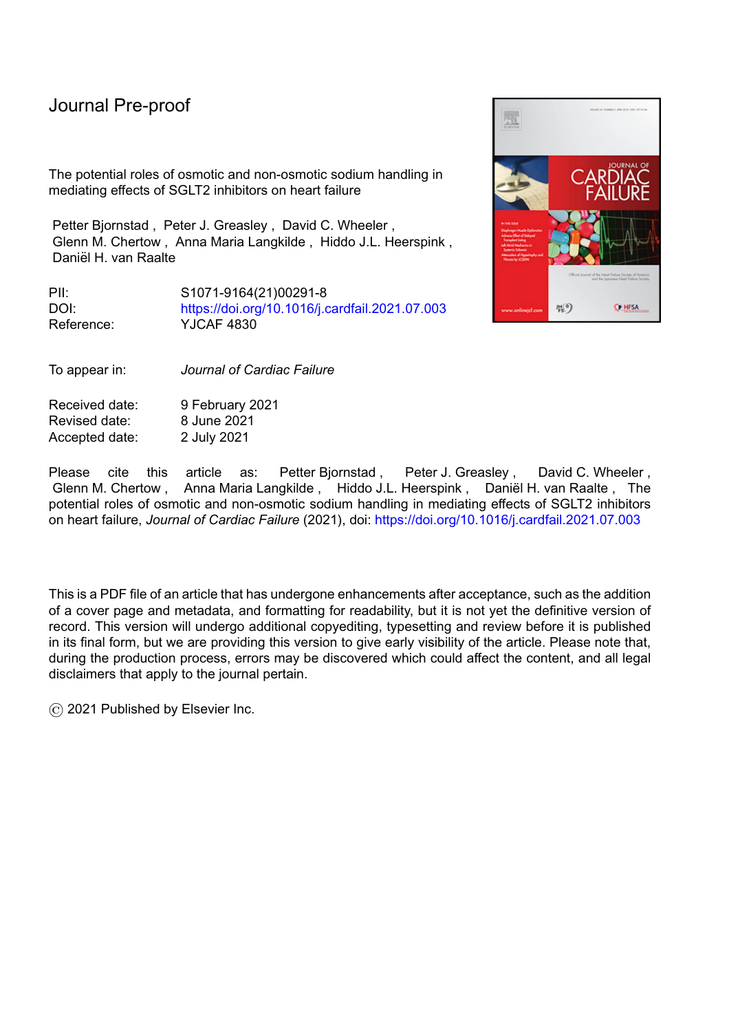Journal Pre-proof

The potential roles of osmotic and non-osmotic sodium handling in mediating effects of SGLT2 inhibitors on heart failure

Petter Bjornstad , Peter J. Greasley , David C. Wheeler , Glenn M. Chertow , Anna Maria Langkilde , Hiddo J.L. Heerspink , Daniël H. van Raalte

| | |
|---|---|
| PII: | S1071-9164(21)00291-8 |
| DOI: | https://doi.org/10.1016/j.cardfail.2021.07.003 |
| Reference: | YJCAF 4830 |

| | |
|---|---|
| To appear in: | *Journal of Cardiac Failure* |

| | |
|---|---|
| Received date: | 9 February 2021 |
| Revised date: | 8 June 2021 |
| Accepted date: | 2 July 2021 |

Please cite this article as: Petter Bjornstad , Peter J. Greasley , David C. Wheeler , Glenn M. Chertow , Anna Maria Langkilde , Hiddo J.L. Heerspink , Daniël H. van Raalte , The potential roles of osmotic and non-osmotic sodium handling in mediating effects of SGLT2 inhibitors on heart failure, *Journal of Cardiac Failure* (2021), doi: https://doi.org/10.1016/j.cardfail.2021.07.003

This is a PDF file of an article that has undergone enhancements after acceptance, such as the addition of a cover page and metadata, and formatting for readability, but it is not yet the definitive version of record. This version will undergo additional copyediting, typesetting and review before it is published in its final form, but we are providing this version to give early visibility of the article. Please note that, during the production process, errors may be discovered which could affect the content, and all legal disclaimers that apply to the journal pertain.

© 2021 Published by Elsevier Inc.